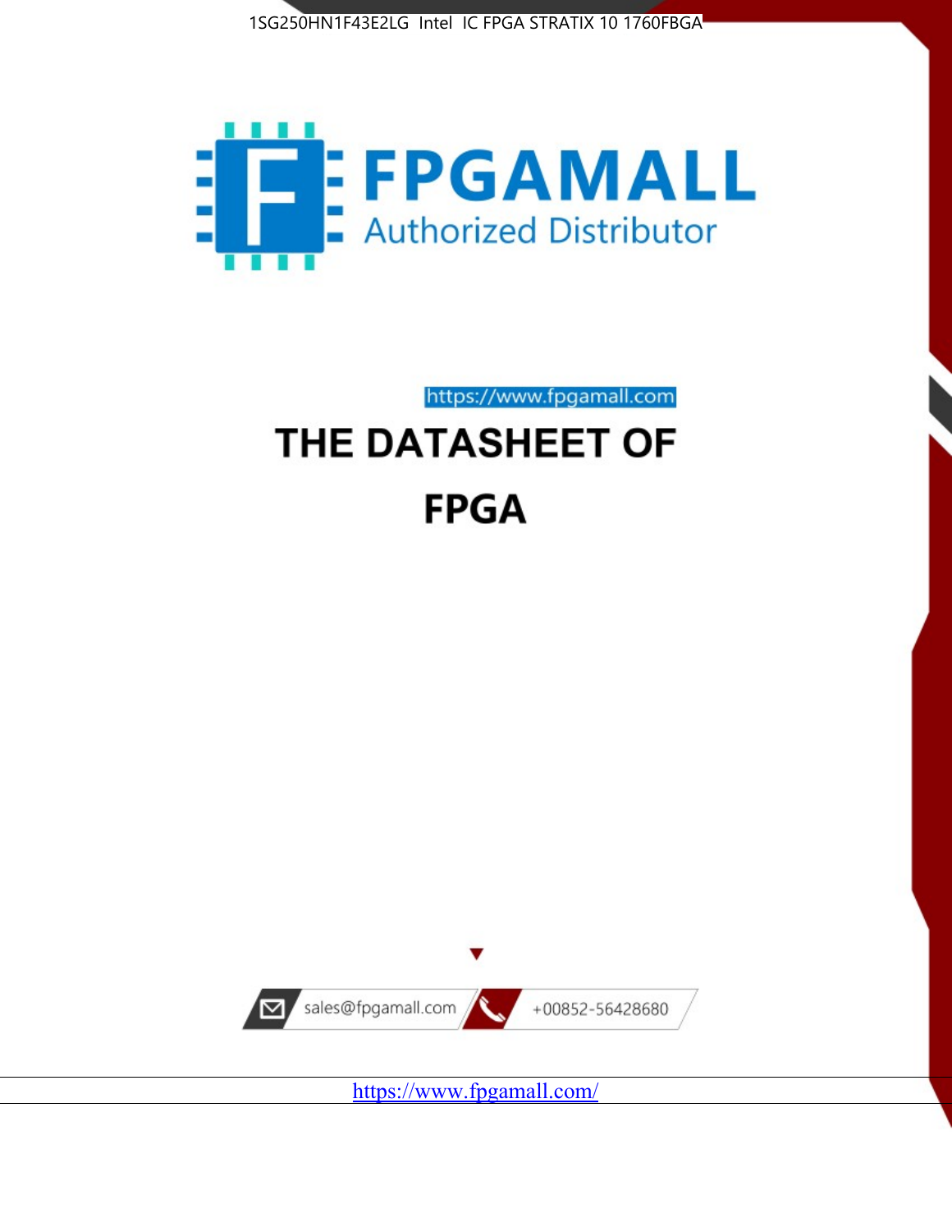1SG250HN1F43E2LG Intel IC FPGA STRATIX 10 1760FBGA

FPGAMALL

Authorized Distributor

https://www.fpgamall.com

# THE DATASHEET OF

# FPGA

sales@fpgamall.com

+00852-56428680

https://www.fpgamall.com/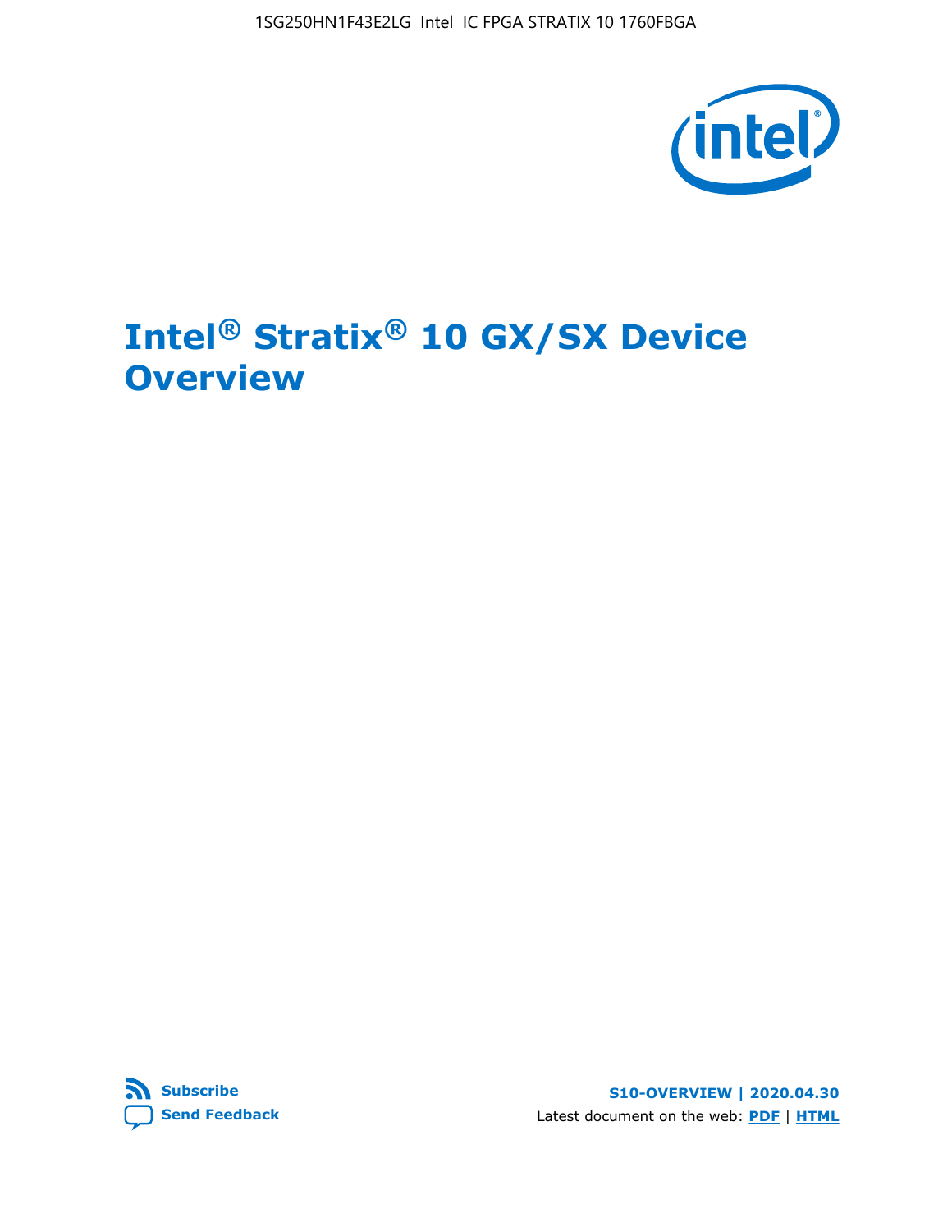# Intel® Stratix® 10 GX/SX Device Overview

S10-OVERVIEW | 2020.04.30

Latest document on the web: **PDF** | **HTML**

**Subscribe**

**Send Feedback**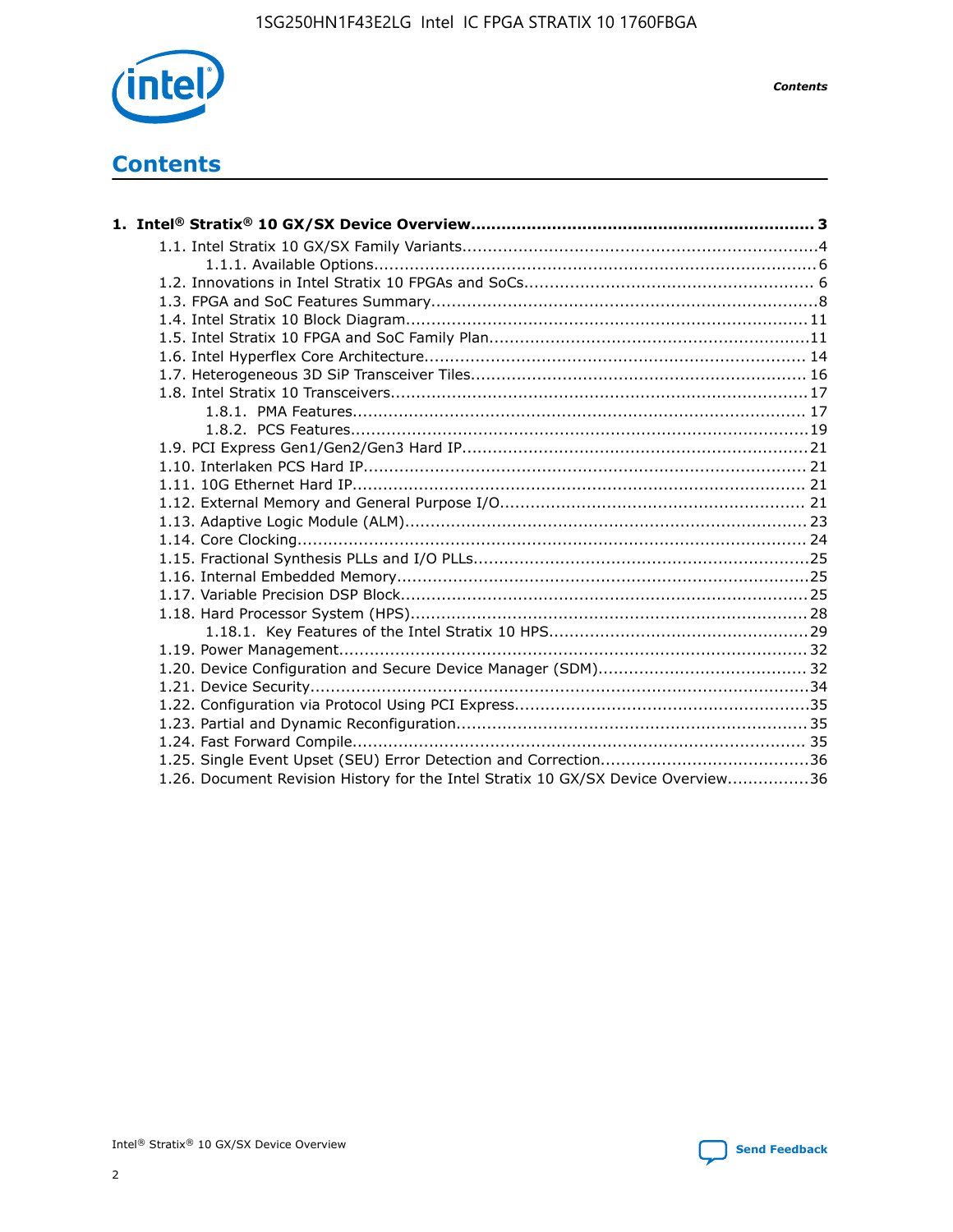# Contents

**1. Intel® Stratix® 10 GX/SX Device Overview.................................................................. 3**

- 1.1. Intel Stratix 10 GX/SX Family Variants.....................................................................4
  - 1.1.1. Available Options......................................................................................6
- 1.2. Innovations in Intel Stratix 10 FPGAs and SoCs........................................................ 6
- 1.3. FPGA and SoC Features Summary...........................................................................8
- 1.4. Intel Stratix 10 Block Diagram.............................................................................. 11
- 1.5. Intel Stratix 10 FPGA and SoC Family Plan..............................................................11
- 1.6. Intel Hyperflex Core Architecture.......................................................................... 14
- 1.7. Heterogeneous 3D SiP Transceiver Tiles................................................................. 16
- 1.8. Intel Stratix 10 Transceivers................................................................................17
  - 1.8.1. PMA Features........................................................................................ 17
  - 1.8.2. PCS Features.........................................................................................19
- 1.9. PCI Express Gen1/Gen2/Gen3 Hard IP..................................................................21
- 1.10. Interlaken PCS Hard IP...................................................................................... 21
- 1.11. 10G Ethernet Hard IP........................................................................................ 21
- 1.12. External Memory and General Purpose I/O........................................................... 21
- 1.13. Adaptive Logic Module (ALM).............................................................................. 23
- 1.14. Core Clocking................................................................................................... 24
- 1.15. Fractional Synthesis PLLs and I/O PLLs.................................................................25
- 1.16. Internal Embedded Memory................................................................................25
- 1.17. Variable Precision DSP Block...............................................................................25
- 1.18. Hard Processor System (HPS).............................................................................28
  - 1.18.1. Key Features of the Intel Stratix 10 HPS..................................................29
- 1.19. Power Management.......................................................................................... 32
- 1.20. Device Configuration and Secure Device Manager (SDM)......................................... 32
- 1.21. Device Security.................................................................................................34
- 1.22. Configuration via Protocol Using PCI Express.........................................................35
- 1.23. Partial and Dynamic Reconfiguration.................................................................... 35
- 1.24. Fast Forward Compile........................................................................................ 35
- 1.25. Single Event Upset (SEU) Error Detection and Correction........................................36
- 1.26. Document Revision History for the Intel Stratix 10 GX/SX Device Overview................36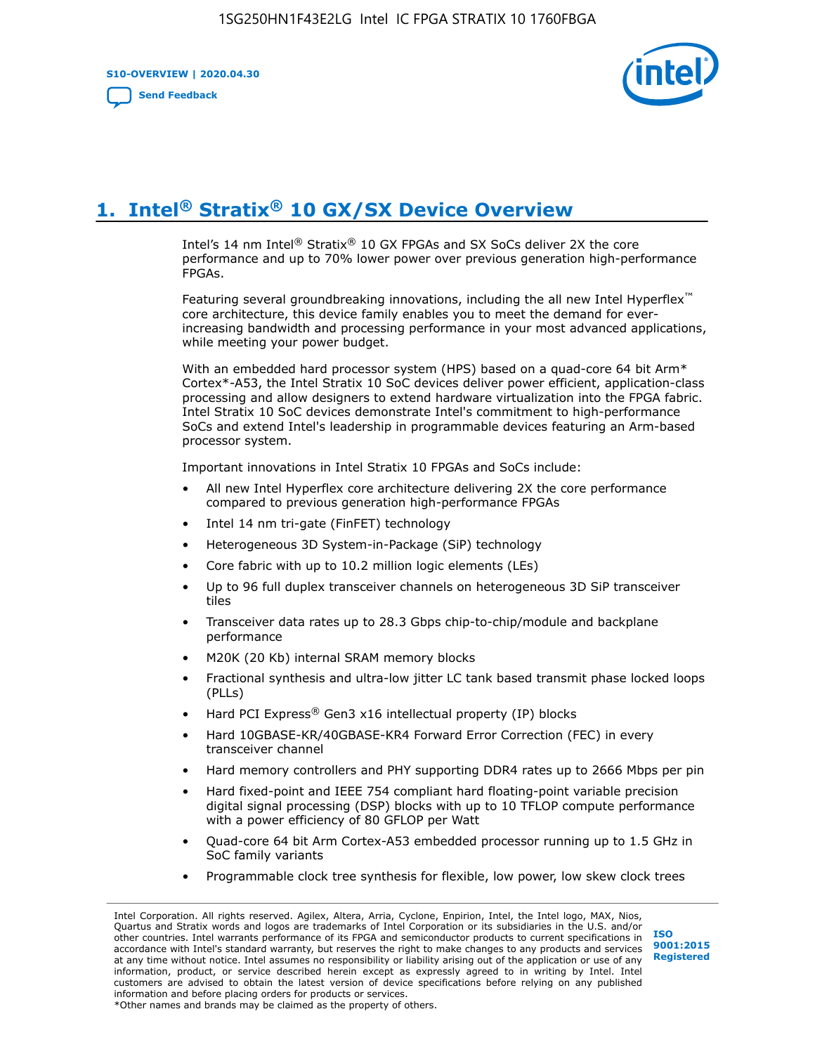# 1. Intel® Stratix® 10 GX/SX Device Overview

Intel's 14 nm Intel® Stratix® 10 GX FPGAs and SX SoCs deliver 2X the core performance and up to 70% lower power over previous generation high-performance FPGAs.

Featuring several groundbreaking innovations, including the all new Intel Hyperflex™ core architecture, this device family enables you to meet the demand for ever-increasing bandwidth and processing performance in your most advanced applications, while meeting your power budget.

With an embedded hard processor system (HPS) based on a quad-core 64 bit Arm* Cortex*-A53, the Intel Stratix 10 SoC devices deliver power efficient, application-class processing and allow designers to extend hardware virtualization into the FPGA fabric. Intel Stratix 10 SoC devices demonstrate Intel's commitment to high-performance SoCs and extend Intel's leadership in programmable devices featuring an Arm-based processor system.

Important innovations in Intel Stratix 10 FPGAs and SoCs include:

- All new Intel Hyperflex core architecture delivering 2X the core performance compared to previous generation high-performance FPGAs
- Intel 14 nm tri-gate (FinFET) technology
- Heterogeneous 3D System-in-Package (SiP) technology
- Core fabric with up to 10.2 million logic elements (LEs)
- Up to 96 full duplex transceiver channels on heterogeneous 3D SiP transceiver tiles
- Transceiver data rates up to 28.3 Gbps chip-to-chip/module and backplane performance
- M20K (20 Kb) internal SRAM memory blocks
- Fractional synthesis and ultra-low jitter LC tank based transmit phase locked loops (PLLs)
- Hard PCI Express® Gen3 x16 intellectual property (IP) blocks
- Hard 10GBASE-KR/40GBASE-KR4 Forward Error Correction (FEC) in every transceiver channel
- Hard memory controllers and PHY supporting DDR4 rates up to 2666 Mbps per pin
- Hard fixed-point and IEEE 754 compliant hard floating-point variable precision digital signal processing (DSP) blocks with up to 10 TFLOP compute performance with a power efficiency of 80 GFLOP per Watt
- Quad-core 64 bit Arm Cortex-A53 embedded processor running up to 1.5 GHz in SoC family variants
- Programmable clock tree synthesis for flexible, low power, low skew clock trees

Intel Corporation. All rights reserved. Agilex, Altera, Arria, Cyclone, Enpirion, Intel, the Intel logo, MAX, Nios, Quartus and Stratix words and logos are trademarks of Intel Corporation or its subsidiaries in the U.S. and/or other countries. Intel warrants performance of its FPGA and semiconductor products to current specifications in accordance with Intel's standard warranty, but reserves the right to make changes to any products and services at any time without notice. Intel assumes no responsibility or liability arising out of the application or use of any information, product, or service described herein except as expressly agreed to in writing by Intel. Intel customers are advised to obtain the latest version of device specifications before relying on any published information and before placing orders for products or services.
*Other names and brands may be claimed as the property of others.

ISO 9001:2015 Registered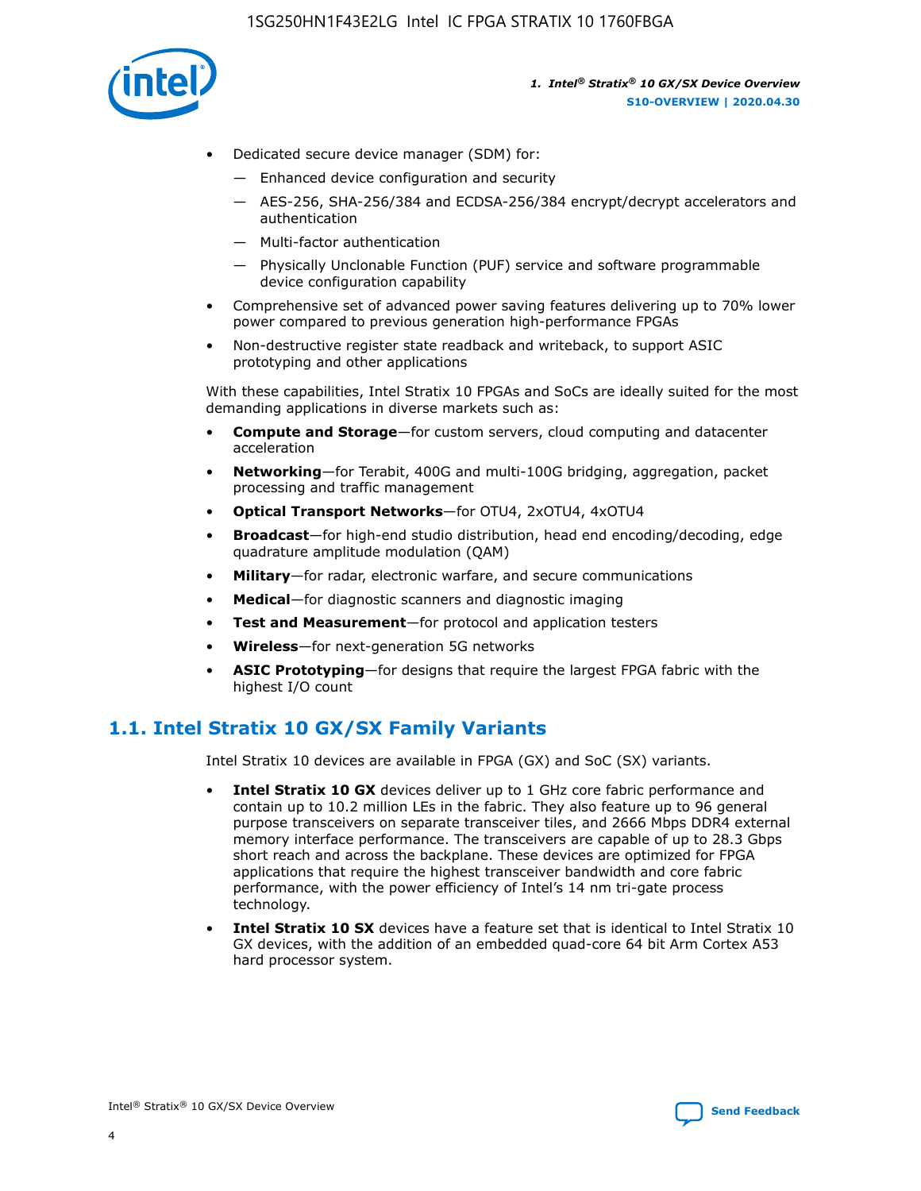- Dedicated secure device manager (SDM) for:
  - Enhanced device configuration and security
  - AES-256, SHA-256/384 and ECDSA-256/384 encrypt/decrypt accelerators and authentication
  - Multi-factor authentication
  - Physically Unclonable Function (PUF) service and software programmable device configuration capability
- Comprehensive set of advanced power saving features delivering up to 70% lower power compared to previous generation high-performance FPGAs
- Non-destructive register state readback and writeback, to support ASIC prototyping and other applications

With these capabilities, Intel Stratix 10 FPGAs and SoCs are ideally suited for the most demanding applications in diverse markets such as:

- **Compute and Storage**—for custom servers, cloud computing and datacenter acceleration
- **Networking**—for Terabit, 400G and multi-100G bridging, aggregation, packet processing and traffic management
- **Optical Transport Networks**—for OTU4, 2xOTU4, 4xOTU4
- **Broadcast**—for high-end studio distribution, head end encoding/decoding, edge quadrature amplitude modulation (QAM)
- **Military**—for radar, electronic warfare, and secure communications
- **Medical**—for diagnostic scanners and diagnostic imaging
- **Test and Measurement**—for protocol and application testers
- **Wireless**—for next-generation 5G networks
- **ASIC Prototyping**—for designs that require the largest FPGA fabric with the highest I/O count

## 1.1. Intel Stratix 10 GX/SX Family Variants

Intel Stratix 10 devices are available in FPGA (GX) and SoC (SX) variants.

- **Intel Stratix 10 GX** devices deliver up to 1 GHz core fabric performance and contain up to 10.2 million LEs in the fabric. They also feature up to 96 general purpose transceivers on separate transceiver tiles, and 2666 Mbps DDR4 external memory interface performance. The transceivers are capable of up to 28.3 Gbps short reach and across the backplane. These devices are optimized for FPGA applications that require the highest transceiver bandwidth and core fabric performance, with the power efficiency of Intel's 14 nm tri-gate process technology.
- **Intel Stratix 10 SX** devices have a feature set that is identical to Intel Stratix 10 GX devices, with the addition of an embedded quad-core 64 bit Arm Cortex A53 hard processor system.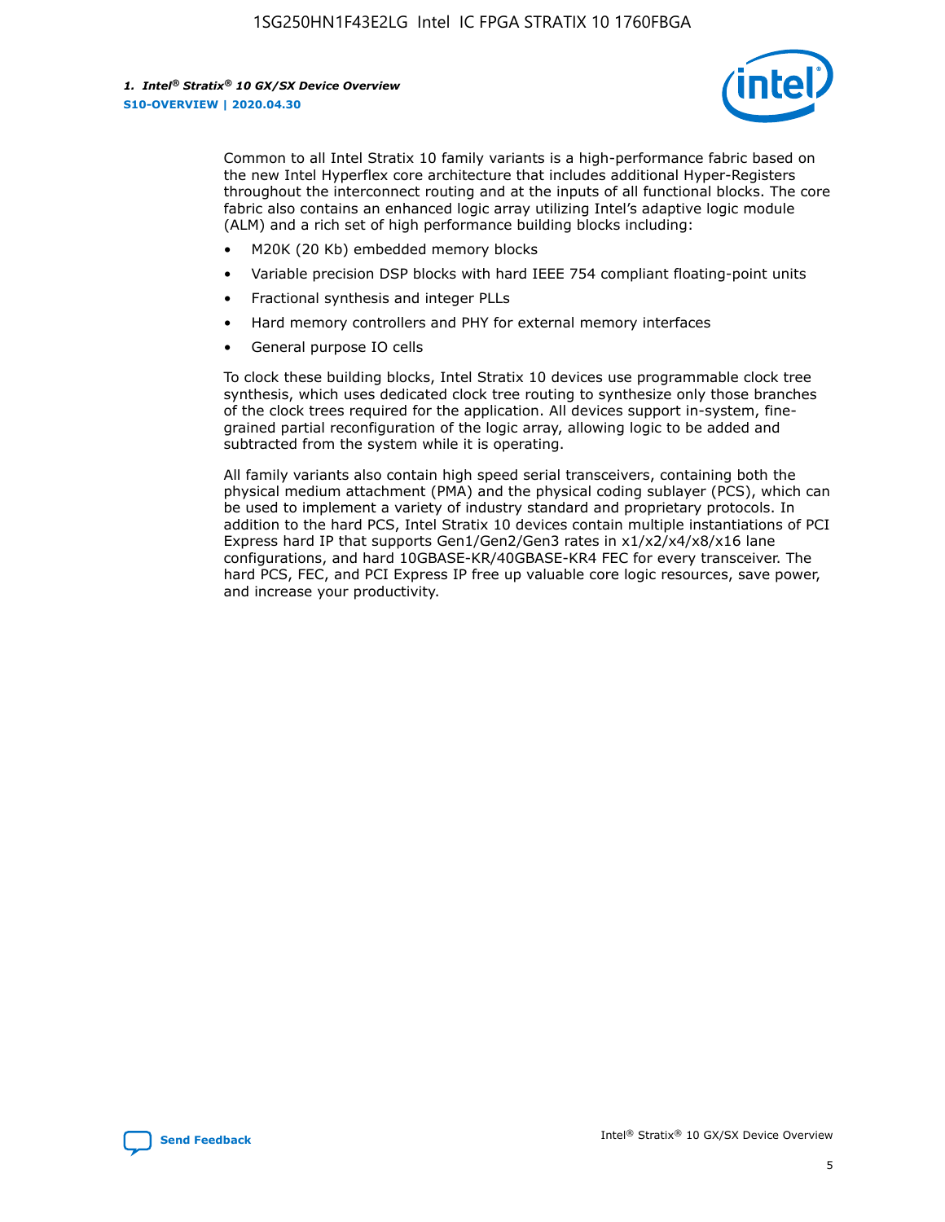Common to all Intel Stratix 10 family variants is a high-performance fabric based on the new Intel Hyperflex core architecture that includes additional Hyper-Registers throughout the interconnect routing and at the inputs of all functional blocks. The core fabric also contains an enhanced logic array utilizing Intel's adaptive logic module (ALM) and a rich set of high performance building blocks including:

- M20K (20 Kb) embedded memory blocks
- Variable precision DSP blocks with hard IEEE 754 compliant floating-point units
- Fractional synthesis and integer PLLs
- Hard memory controllers and PHY for external memory interfaces
- General purpose IO cells

To clock these building blocks, Intel Stratix 10 devices use programmable clock tree synthesis, which uses dedicated clock tree routing to synthesize only those branches of the clock trees required for the application. All devices support in-system, fine-grained partial reconfiguration of the logic array, allowing logic to be added and subtracted from the system while it is operating.

All family variants also contain high speed serial transceivers, containing both the physical medium attachment (PMA) and the physical coding sublayer (PCS), which can be used to implement a variety of industry standard and proprietary protocols. In addition to the hard PCS, Intel Stratix 10 devices contain multiple instantiations of PCI Express hard IP that supports Gen1/Gen2/Gen3 rates in x1/x2/x4/x8/x16 lane configurations, and hard 10GBASE-KR/40GBASE-KR4 FEC for every transceiver. The hard PCS, FEC, and PCI Express IP free up valuable core logic resources, save power, and increase your productivity.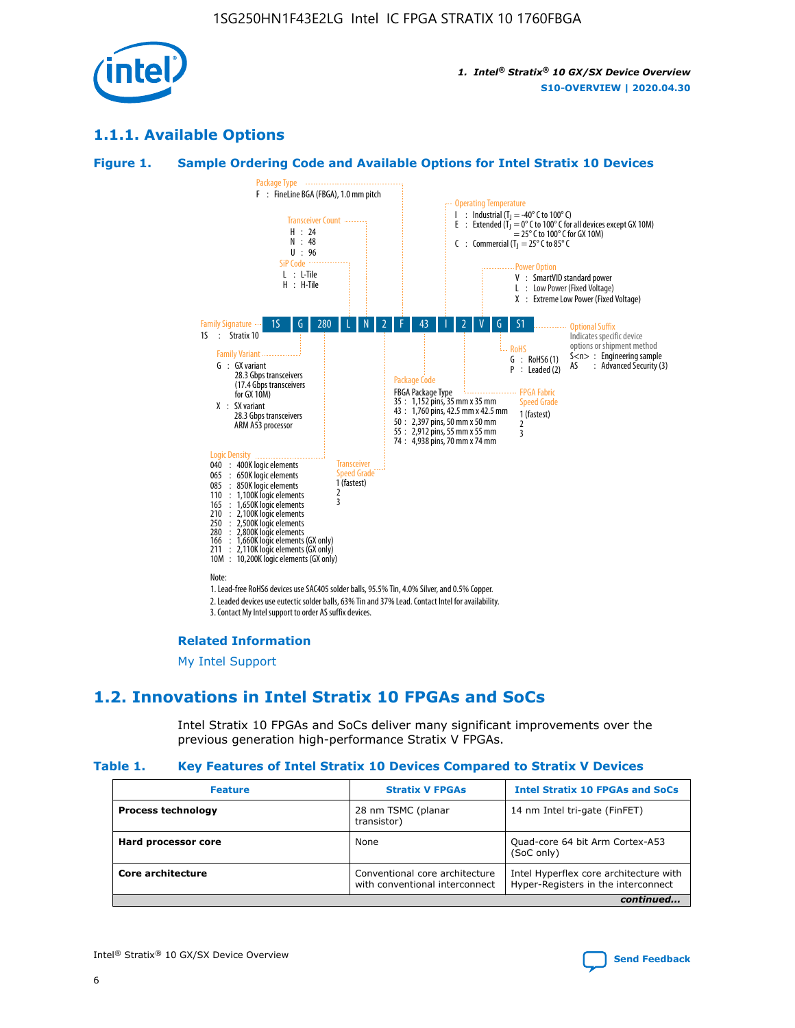## 1.1.1. Available Options

### Figure 1. Sample Ordering Code and Available Options for Intel Stratix 10 Devices

| 1S | G | 280 | L | N | 2 | F | 43 | I | 2 | V | G | S1 |
|---|---|---|---|---|---|---|---|---|---|---|---|---|

**Family Signature**
1S : Stratix 10

**Family Variant**
G : GX variant
28.3 Gbps transceivers
(17.4 Gbps transceivers for GX 10M)
X : SX variant
28.3 Gbps transceivers
ARM A53 processor

**Logic Density**
040 : 400K logic elements
065 : 650K logic elements
085 : 850K logic elements
110 : 1,100K logic elements
165 : 1,650K logic elements
210 : 2,100K logic elements
250 : 2,500K logic elements
280 : 2,800K logic elements
166 : 1,660K logic elements (GX only)
211 : 2,110K logic elements (GX only)
10M : 10,200K logic elements (GX only)

**SiP Code**
L : L-Tile
H : H-Tile

**Transceiver Count**
H : 24
N : 48
U : 96

**Transceiver Speed Grade**
1 (fastest)
2
3

**Package Type**
F : FineLine BGA (FBGA), 1.0 mm pitch

**Package Code**
FBGA Package Type
35 : 1,152 pins, 35 mm x 35 mm
43 : 1,760 pins, 42.5 mm x 42.5 mm
50 : 2,397 pins, 50 mm x 50 mm
55 : 2,912 pins, 55 mm x 55 mm
74 : 4,938 pins, 70 mm x 74 mm

**Operating Temperature**
I : Industrial ($T_J$ = -40° C to 100° C)
E : Extended ($T_J$ = 0° C to 100° C for all devices except GX 10M)
= 25° C to 100° C for GX 10M)
C : Commercial ($T_J$ = 25° C to 85° C

**FPGA Fabric Speed Grade**
1 (fastest)
2
3

**Power Option**
V : SmartVID standard power
L : Low Power (Fixed Voltage)
X : Extreme Low Power (Fixed Voltage)

**RoHS**
G : RoHS6 (1)
P : Leaded (2)

**Optional Suffix**
Indicates specific device options or shipment method
S<n> : Engineering sample
AS : Advanced Security (3)

Note:
1. Lead-free RoHS6 devices use SAC405 solder balls, 95.5% Tin, 4.0% Silver, and 0.5% Copper.
2. Leaded devices use eutectic solder balls, 63% Tin and 37% Lead. Contact Intel for availability.
3. Contact My Intel support to order AS suffix devices.

**Related Information**

My Intel Support

## 1.2. Innovations in Intel Stratix 10 FPGAs and SoCs

Intel Stratix 10 FPGAs and SoCs deliver many significant improvements over the previous generation high-performance Stratix V FPGAs.

### Table 1. Key Features of Intel Stratix 10 Devices Compared to Stratix V Devices

| Feature | Stratix V FPGAs | Intel Stratix 10 FPGAs and SoCs |
|---|---|---|
| **Process technology** | 28 nm TSMC (planar transistor) | 14 nm Intel tri-gate (FinFET) |
| **Hard processor core** | None | Quad-core 64 bit Arm Cortex-A53 (SoC only) |
| **Core architecture** | Conventional core architecture with conventional interconnect | Intel Hyperflex core architecture with Hyper-Registers in the interconnect |

*continued...*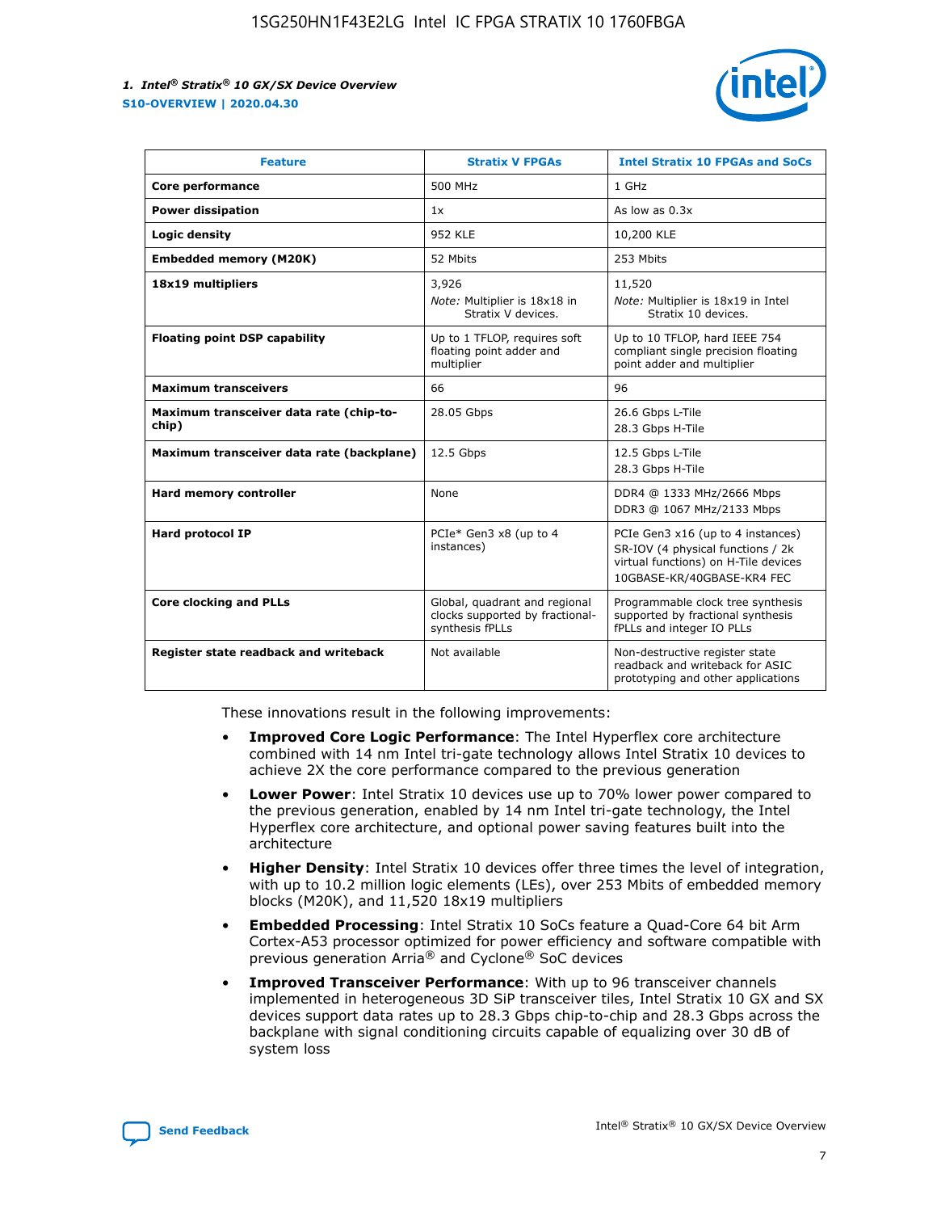| Feature | Stratix V FPGAs | Intel Stratix 10 FPGAs and SoCs |
| --- | --- | --- |
| **Core performance** | 500 MHz | 1 GHz |
| **Power dissipation** | 1x | As low as 0.3x |
| **Logic density** | 952 KLE | 10,200 KLE |
| **Embedded memory (M20K)** | 52 Mbits | 253 Mbits |
| **18x19 multipliers** | 3,926<br>*Note:* Multiplier is 18x18 in Stratix V devices. | 11,520<br>*Note:* Multiplier is 18x19 in Intel Stratix 10 devices. |
| **Floating point DSP capability** | Up to 1 TFLOP, requires soft floating point adder and multiplier | Up to 10 TFLOP, hard IEEE 754 compliant single precision floating point adder and multiplier |
| **Maximum transceivers** | 66 | 96 |
| **Maximum transceiver data rate (chip-to-chip)** | 28.05 Gbps | 26.6 Gbps L-Tile<br>28.3 Gbps H-Tile |
| **Maximum transceiver data rate (backplane)** | 12.5 Gbps | 12.5 Gbps L-Tile<br>28.3 Gbps H-Tile |
| **Hard memory controller** | None | DDR4 @ 1333 MHz/2666 Mbps<br>DDR3 @ 1067 MHz/2133 Mbps |
| **Hard protocol IP** | PCIe* Gen3 x8 (up to 4 instances) | PCIe Gen3 x16 (up to 4 instances)<br>SR-IOV (4 physical functions / 2k virtual functions) on H-Tile devices<br>10GBASE-KR/40GBASE-KR4 FEC |
| **Core clocking and PLLs** | Global, quadrant and regional clocks supported by fractional-synthesis fPLLs | Programmable clock tree synthesis supported by fractional synthesis fPLLs and integer IO PLLs |
| **Register state readback and writeback** | Not available | Non-destructive register state readback and writeback for ASIC prototyping and other applications |

These innovations result in the following improvements:

- **Improved Core Logic Performance**: The Intel Hyperflex core architecture combined with 14 nm Intel tri-gate technology allows Intel Stratix 10 devices to achieve 2X the core performance compared to the previous generation
- **Lower Power**: Intel Stratix 10 devices use up to 70% lower power compared to the previous generation, enabled by 14 nm Intel tri-gate technology, the Intel Hyperflex core architecture, and optional power saving features built into the architecture
- **Higher Density**: Intel Stratix 10 devices offer three times the level of integration, with up to 10.2 million logic elements (LEs), over 253 Mbits of embedded memory blocks (M20K), and 11,520 18x19 multipliers
- **Embedded Processing**: Intel Stratix 10 SoCs feature a Quad-Core 64 bit Arm Cortex-A53 processor optimized for power efficiency and software compatible with previous generation Arria® and Cyclone® SoC devices
- **Improved Transceiver Performance**: With up to 96 transceiver channels implemented in heterogeneous 3D SiP transceiver tiles, Intel Stratix 10 GX and SX devices support data rates up to 28.3 Gbps chip-to-chip and 28.3 Gbps across the backplane with signal conditioning circuits capable of equalizing over 30 dB of system loss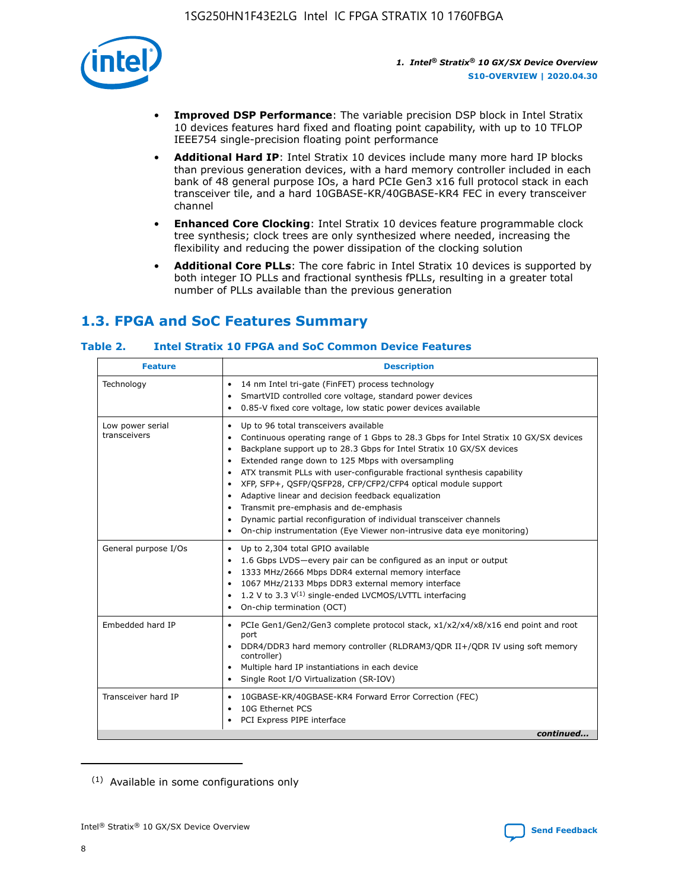- **Improved DSP Performance**: The variable precision DSP block in Intel Stratix 10 devices features hard fixed and floating point capability, with up to 10 TFLOP IEEE754 single-precision floating point performance
- **Additional Hard IP**: Intel Stratix 10 devices include many more hard IP blocks than previous generation devices, with a hard memory controller included in each bank of 48 general purpose IOs, a hard PCIe Gen3 x16 full protocol stack in each transceiver tile, and a hard 10GBASE-KR/40GBASE-KR4 FEC in every transceiver channel
- **Enhanced Core Clocking**: Intel Stratix 10 devices feature programmable clock tree synthesis; clock trees are only synthesized where needed, increasing the flexibility and reducing the power dissipation of the clocking solution
- **Additional Core PLLs**: The core fabric in Intel Stratix 10 devices is supported by both integer IO PLLs and fractional synthesis fPLLs, resulting in a greater total number of PLLs available than the previous generation

## 1.3. FPGA and SoC Features Summary

### Table 2. Intel Stratix 10 FPGA and SoC Common Device Features

| Feature | Description |
|---|---|
| Technology | • 14 nm Intel tri-gate (FinFET) process technology<br>• SmartVID controlled core voltage, standard power devices<br>• 0.85-V fixed core voltage, low static power devices available |
| Low power serial transceivers | • Up to 96 total transceivers available<br>• Continuous operating range of 1 Gbps to 28.3 Gbps for Intel Stratix 10 GX/SX devices<br>• Backplane support up to 28.3 Gbps for Intel Stratix 10 GX/SX devices<br>• Extended range down to 125 Mbps with oversampling<br>• ATX transmit PLLs with user-configurable fractional synthesis capability<br>• XFP, SFP+, QSFP/QSFP28, CFP/CFP2/CFP4 optical module support<br>• Adaptive linear and decision feedback equalization<br>• Transmit pre-emphasis and de-emphasis<br>• Dynamic partial reconfiguration of individual transceiver channels<br>• On-chip instrumentation (Eye Viewer non-intrusive data eye monitoring) |
| General purpose I/Os | • Up to 2,304 total GPIO available<br>• 1.6 Gbps LVDS—every pair can be configured as an input or output<br>• 1333 MHz/2666 Mbps DDR4 external memory interface<br>• 1067 MHz/2133 Mbps DDR3 external memory interface<br>• 1.2 V to 3.3 V[1] single-ended LVCMOS/LVTTL interfacing<br>• On-chip termination (OCT) |
| Embedded hard IP | • PCIe Gen1/Gen2/Gen3 complete protocol stack, x1/x2/x4/x8/x16 end point and root port<br>• DDR4/DDR3 hard memory controller (RLDRAM3/QDR II+/QDR IV using soft memory controller)<br>• Multiple hard IP instantiations in each device<br>• Single Root I/O Virtualization (SR-IOV) |
| Transceiver hard IP | • 10GBASE-KR/40GBASE-KR4 Forward Error Correction (FEC)<br>• 10G Ethernet PCS<br>• PCI Express PIPE interface |

*continued...*

[1] Available in some configurations only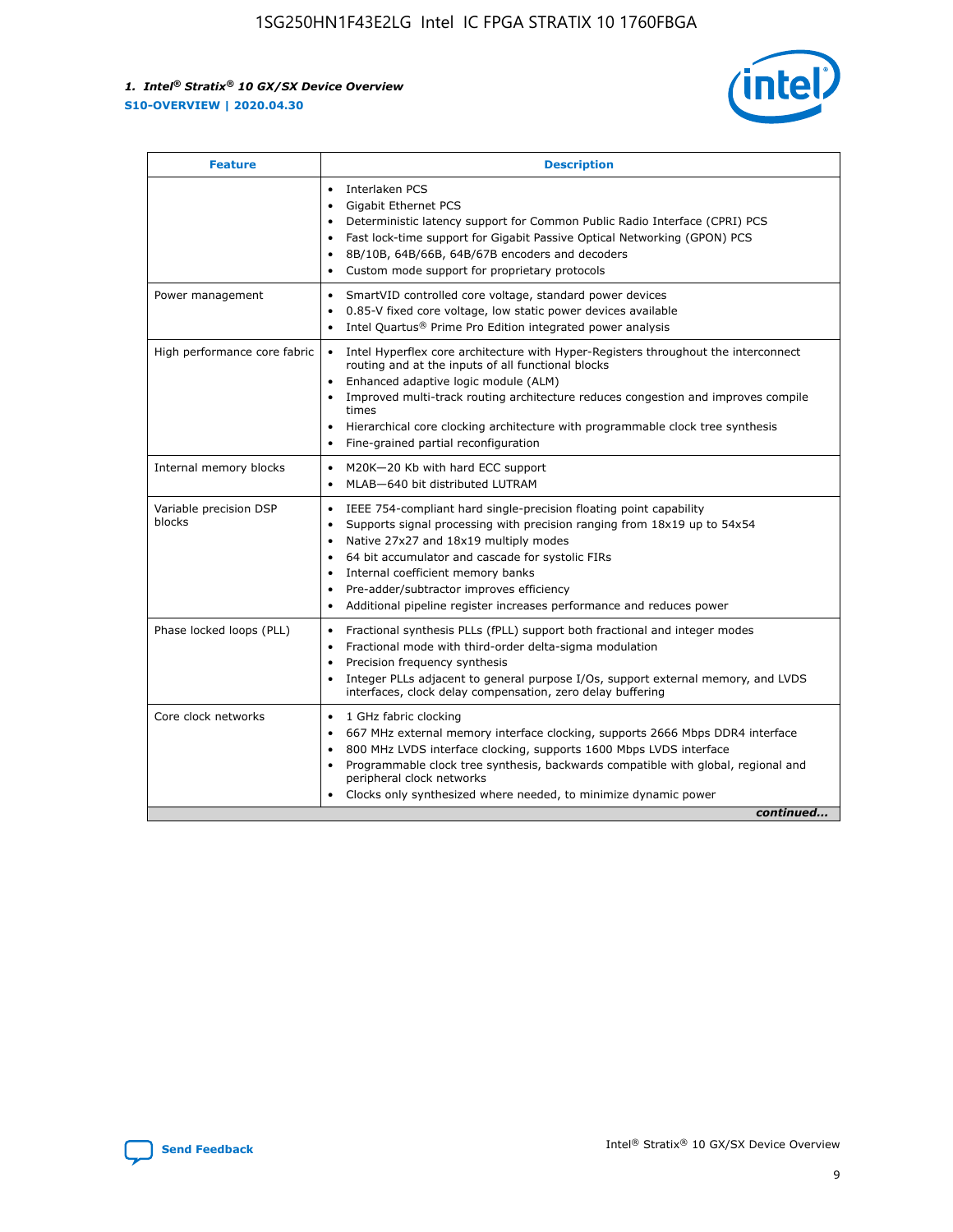| Feature | Description |
| --- | --- |
| | • Interlaken PCS<br>• Gigabit Ethernet PCS<br>• Deterministic latency support for Common Public Radio Interface (CPRI) PCS<br>• Fast lock-time support for Gigabit Passive Optical Networking (GPON) PCS<br>• 8B/10B, 64B/66B, 64B/67B encoders and decoders<br>• Custom mode support for proprietary protocols |
| Power management | • SmartVID controlled core voltage, standard power devices<br>• 0.85-V fixed core voltage, low static power devices available<br>• Intel Quartus® Prime Pro Edition integrated power analysis |
| High performance core fabric | • Intel Hyperflex core architecture with Hyper-Registers throughout the interconnect routing and at the inputs of all functional blocks<br>• Enhanced adaptive logic module (ALM)<br>• Improved multi-track routing architecture reduces congestion and improves compile times<br>• Hierarchical core clocking architecture with programmable clock tree synthesis<br>• Fine-grained partial reconfiguration |
| Internal memory blocks | • M20K—20 Kb with hard ECC support<br>• MLAB—640 bit distributed LUTRAM |
| Variable precision DSP blocks | • IEEE 754-compliant hard single-precision floating point capability<br>• Supports signal processing with precision ranging from 18x19 up to 54x54<br>• Native 27x27 and 18x19 multiply modes<br>• 64 bit accumulator and cascade for systolic FIRs<br>• Internal coefficient memory banks<br>• Pre-adder/subtractor improves efficiency<br>• Additional pipeline register increases performance and reduces power |
| Phase locked loops (PLL) | • Fractional synthesis PLLs (fPLL) support both fractional and integer modes<br>• Fractional mode with third-order delta-sigma modulation<br>• Precision frequency synthesis<br>• Integer PLLs adjacent to general purpose I/Os, support external memory, and LVDS interfaces, clock delay compensation, zero delay buffering |
| Core clock networks | • 1 GHz fabric clocking<br>• 667 MHz external memory interface clocking, supports 2666 Mbps DDR4 interface<br>• 800 MHz LVDS interface clocking, supports 1600 Mbps LVDS interface<br>• Programmable clock tree synthesis, backwards compatible with global, regional and peripheral clock networks<br>• Clocks only synthesized where needed, to minimize dynamic power |

*continued...*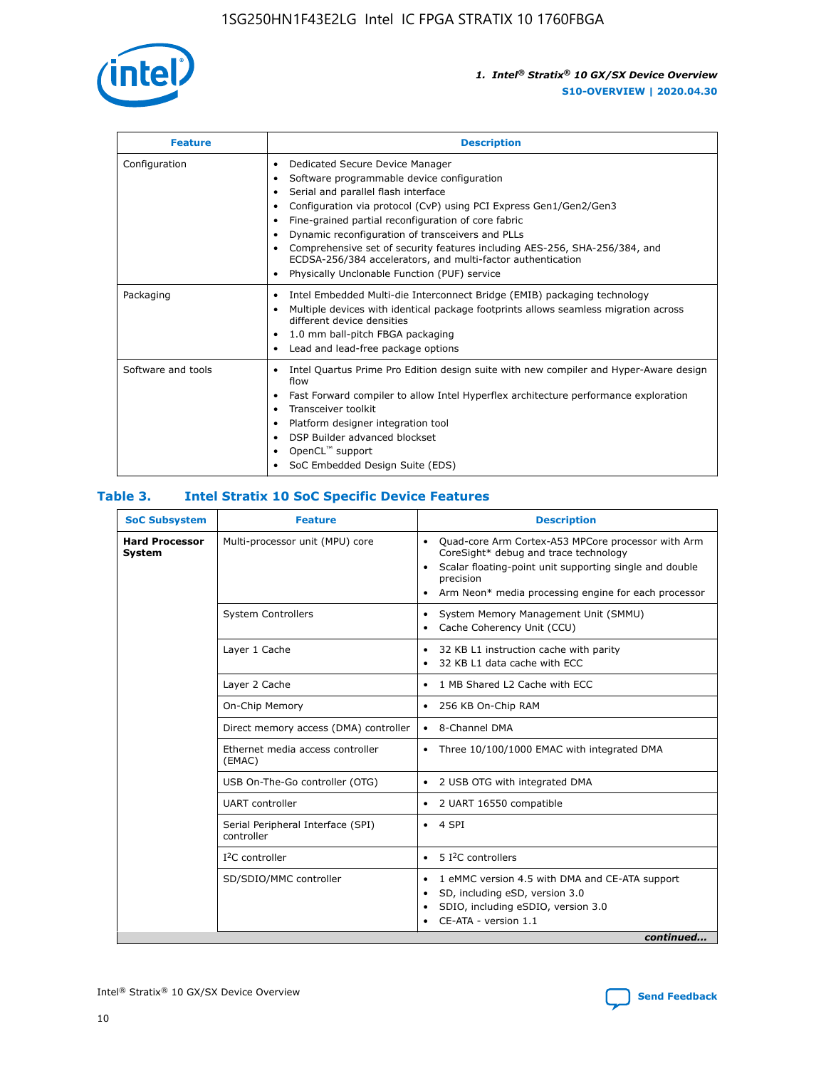| Feature | Description |
| --- | --- |
| Configuration | • Dedicated Secure Device Manager<br>• Software programmable device configuration<br>• Serial and parallel flash interface<br>• Configuration via protocol (CvP) using PCI Express Gen1/Gen2/Gen3<br>• Fine-grained partial reconfiguration of core fabric<br>• Dynamic reconfiguration of transceivers and PLLs<br>• Comprehensive set of security features including AES-256, SHA-256/384, and ECDSA-256/384 accelerators, and multi-factor authentication<br>• Physically Unclonable Function (PUF) service |
| Packaging | • Intel Embedded Multi-die Interconnect Bridge (EMIB) packaging technology<br>• Multiple devices with identical package footprints allows seamless migration across different device densities<br>• 1.0 mm ball-pitch FBGA packaging<br>• Lead and lead-free package options |
| Software and tools | • Intel Quartus Prime Pro Edition design suite with new compiler and Hyper-Aware design flow<br>• Fast Forward compiler to allow Intel Hyperflex architecture performance exploration<br>• Transceiver toolkit<br>• Platform designer integration tool<br>• DSP Builder advanced blockset<br>• OpenCL™ support<br>• SoC Embedded Design Suite (EDS) |

## Table 3. Intel Stratix 10 SoC Specific Device Features

| SoC Subsystem | Feature | Description |
| --- | --- | --- |
| **Hard Processor System** | Multi-processor unit (MPU) core | • Quad-core Arm Cortex-A53 MPCore processor with Arm CoreSight* debug and trace technology<br>• Scalar floating-point unit supporting single and double precision<br>• Arm Neon* media processing engine for each processor |
| | System Controllers | • System Memory Management Unit (SMMU)<br>• Cache Coherency Unit (CCU) |
| | Layer 1 Cache | • 32 KB L1 instruction cache with parity<br>• 32 KB L1 data cache with ECC |
| | Layer 2 Cache | • 1 MB Shared L2 Cache with ECC |
| | On-Chip Memory | • 256 KB On-Chip RAM |
| | Direct memory access (DMA) controller | • 8-Channel DMA |
| | Ethernet media access controller (EMAC) | • Three 10/100/1000 EMAC with integrated DMA |
| | USB On-The-Go controller (OTG) | • 2 USB OTG with integrated DMA |
| | UART controller | • 2 UART 16550 compatible |
| | Serial Peripheral Interface (SPI) controller | • 4 SPI |
| | I²C controller | • 5 I²C controllers |
| | SD/SDIO/MMC controller | • 1 eMMC version 4.5 with DMA and CE-ATA support<br>• SD, including eSD, version 3.0<br>• SDIO, including eSDIO, version 3.0<br>• CE-ATA - version 1.1 |

*continued...*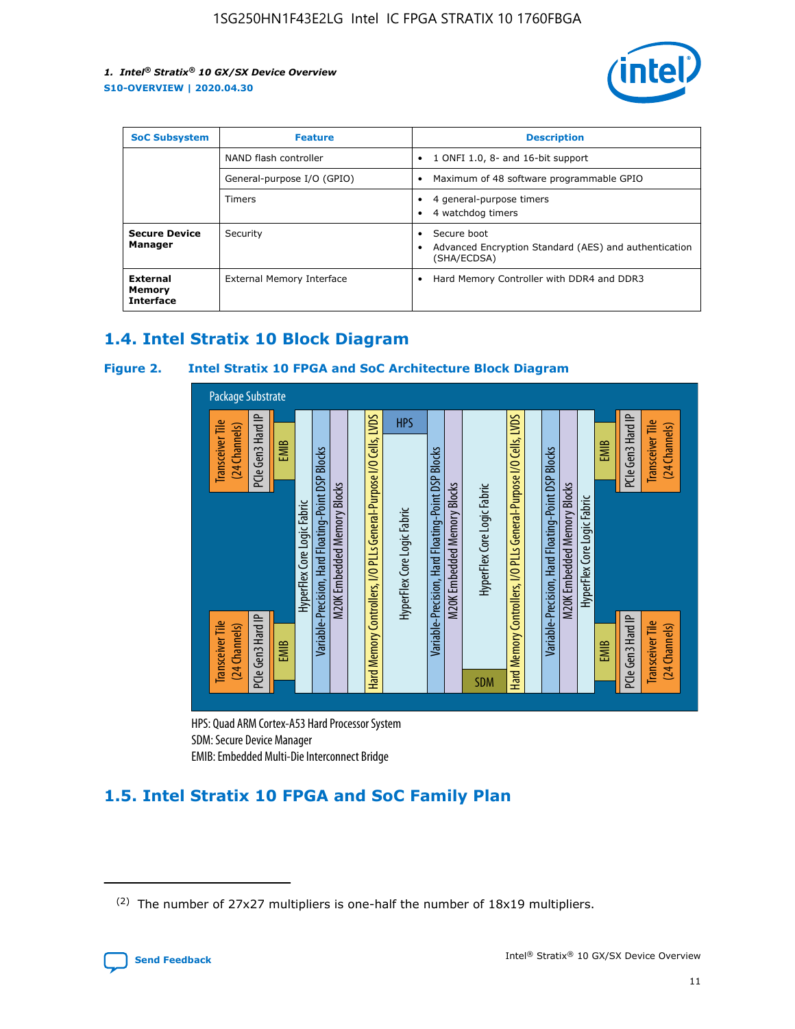| SoC Subsystem | Feature | Description |
| --- | --- | --- |
| | NAND flash controller | • 1 ONFI 1.0, 8- and 16-bit support |
| | General-purpose I/O (GPIO) | • Maximum of 48 software programmable GPIO |
| | Timers | • 4 general-purpose timers<br>• 4 watchdog timers |
| **Secure Device Manager** | Security | • Secure boot<br>• Advanced Encryption Standard (AES) and authentication (SHA/ECDSA) |
| **External Memory Interface** | External Memory Interface | • Hard Memory Controller with DDR4 and DDR3 |

## 1.4. Intel Stratix 10 Block Diagram

**Figure 2. Intel Stratix 10 FPGA and SoC Architecture Block Diagram**

Package Substrate

Transceiver Tile (24 Channels) | PCIe Gen3 Hard IP | EMIB | HyperFlex Core Logic Fabric | Variable-Precision, Hard Floating-Point DSP Blocks | M20K Embedded Memory Blocks | Hard Memory Controllers, I/O PLLs General-Purpose I/O Cells, LVDS | HPS | HyperFlex Core Logic Fabric | Variable-Precision, Hard Floating-Point DSP Blocks | M20K Embedded Memory Blocks | HyperFlex Core Logic Fabric | SDM | Hard Memory Controllers, I/O PLLs General-Purpose I/O Cells, LVDS | Variable-Precision, Hard Floating-Point DSP Blocks | M20K Embedded Memory Blocks | HyperFlex Core Logic Fabric | EMIB | PCIe Gen3 Hard IP | Transceiver Tile (24 Channels)

HPS: Quad ARM Cortex-A53 Hard Processor System
SDM: Secure Device Manager
EMIB: Embedded Multi-Die Interconnect Bridge

## 1.5. Intel Stratix 10 FPGA and SoC Family Plan

(2) The number of 27x27 multipliers is one-half the number of 18x19 multipliers.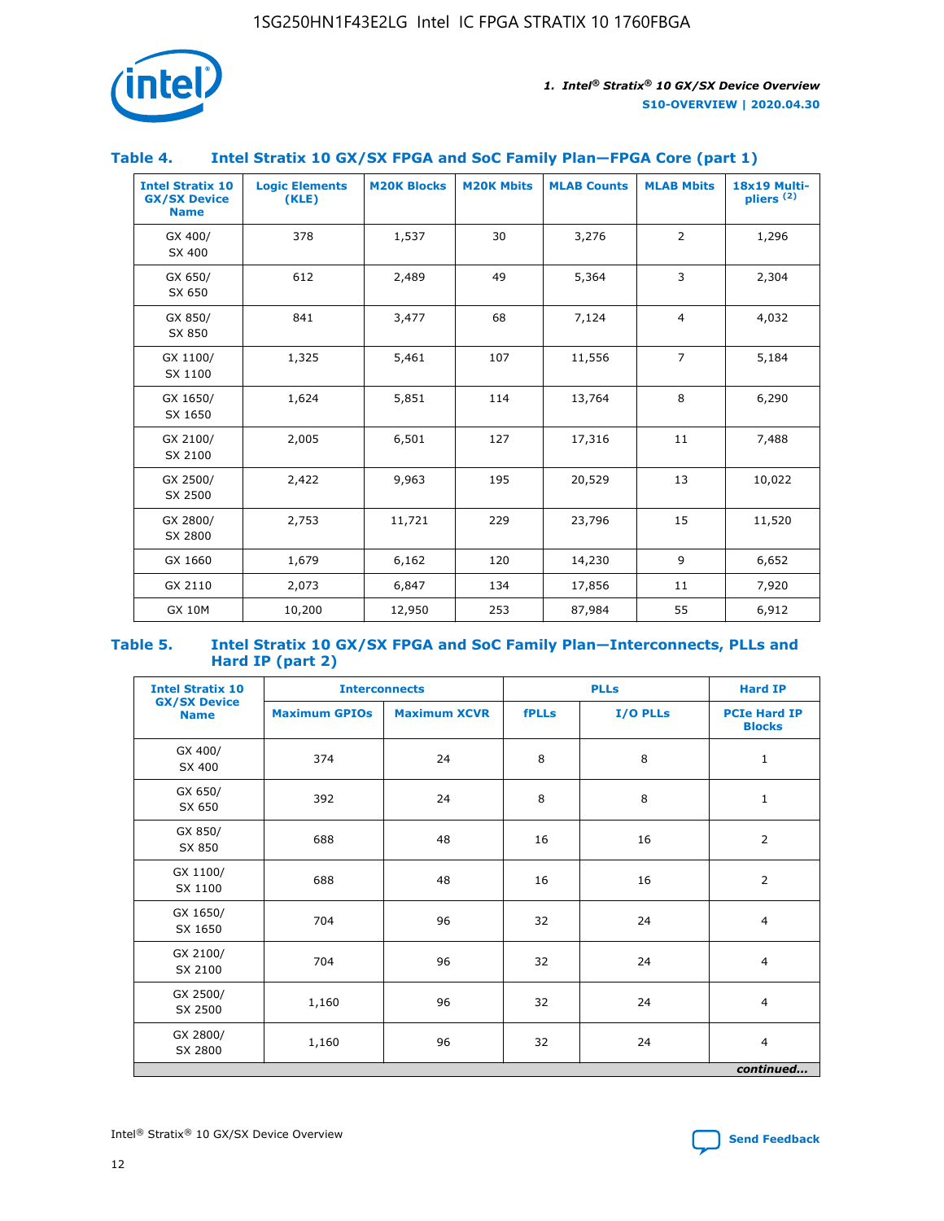### Table 4. Intel Stratix 10 GX/SX FPGA and SoC Family Plan—FPGA Core (part 1)

| Intel Stratix 10 GX/SX Device Name | Logic Elements (KLE) | M20K Blocks | M20K Mbits | MLAB Counts | MLAB Mbits | 18x19 Multipliers (2) |
|---|---|---|---|---|---|---|
| GX 400/ SX 400 | 378 | 1,537 | 30 | 3,276 | 2 | 1,296 |
| GX 650/ SX 650 | 612 | 2,489 | 49 | 5,364 | 3 | 2,304 |
| GX 850/ SX 850 | 841 | 3,477 | 68 | 7,124 | 4 | 4,032 |
| GX 1100/ SX 1100 | 1,325 | 5,461 | 107 | 11,556 | 7 | 5,184 |
| GX 1650/ SX 1650 | 1,624 | 5,851 | 114 | 13,764 | 8 | 6,290 |
| GX 2100/ SX 2100 | 2,005 | 6,501 | 127 | 17,316 | 11 | 7,488 |
| GX 2500/ SX 2500 | 2,422 | 9,963 | 195 | 20,529 | 13 | 10,022 |
| GX 2800/ SX 2800 | 2,753 | 11,721 | 229 | 23,796 | 15 | 11,520 |
| GX 1660 | 1,679 | 6,162 | 120 | 14,230 | 9 | 6,652 |
| GX 2110 | 2,073 | 6,847 | 134 | 17,856 | 11 | 7,920 |
| GX 10M | 10,200 | 12,950 | 253 | 87,984 | 55 | 6,912 |

### Table 5. Intel Stratix 10 GX/SX FPGA and SoC Family Plan—Interconnects, PLLs and Hard IP (part 2)

| Intel Stratix 10 GX/SX Device Name | Interconnects | | PLLs | | Hard IP |
|---|---|---|---|---|---|
| | Maximum GPIOs | Maximum XCVR | fPLLs | I/O PLLs | PCIe Hard IP Blocks |
| GX 400/ SX 400 | 374 | 24 | 8 | 8 | 1 |
| GX 650/ SX 650 | 392 | 24 | 8 | 8 | 1 |
| GX 850/ SX 850 | 688 | 48 | 16 | 16 | 2 |
| GX 1100/ SX 1100 | 688 | 48 | 16 | 16 | 2 |
| GX 1650/ SX 1650 | 704 | 96 | 32 | 24 | 4 |
| GX 2100/ SX 2100 | 704 | 96 | 32 | 24 | 4 |
| GX 2500/ SX 2500 | 1,160 | 96 | 32 | 24 | 4 |
| GX 2800/ SX 2800 | 1,160 | 96 | 32 | 24 | 4 |

*continued...*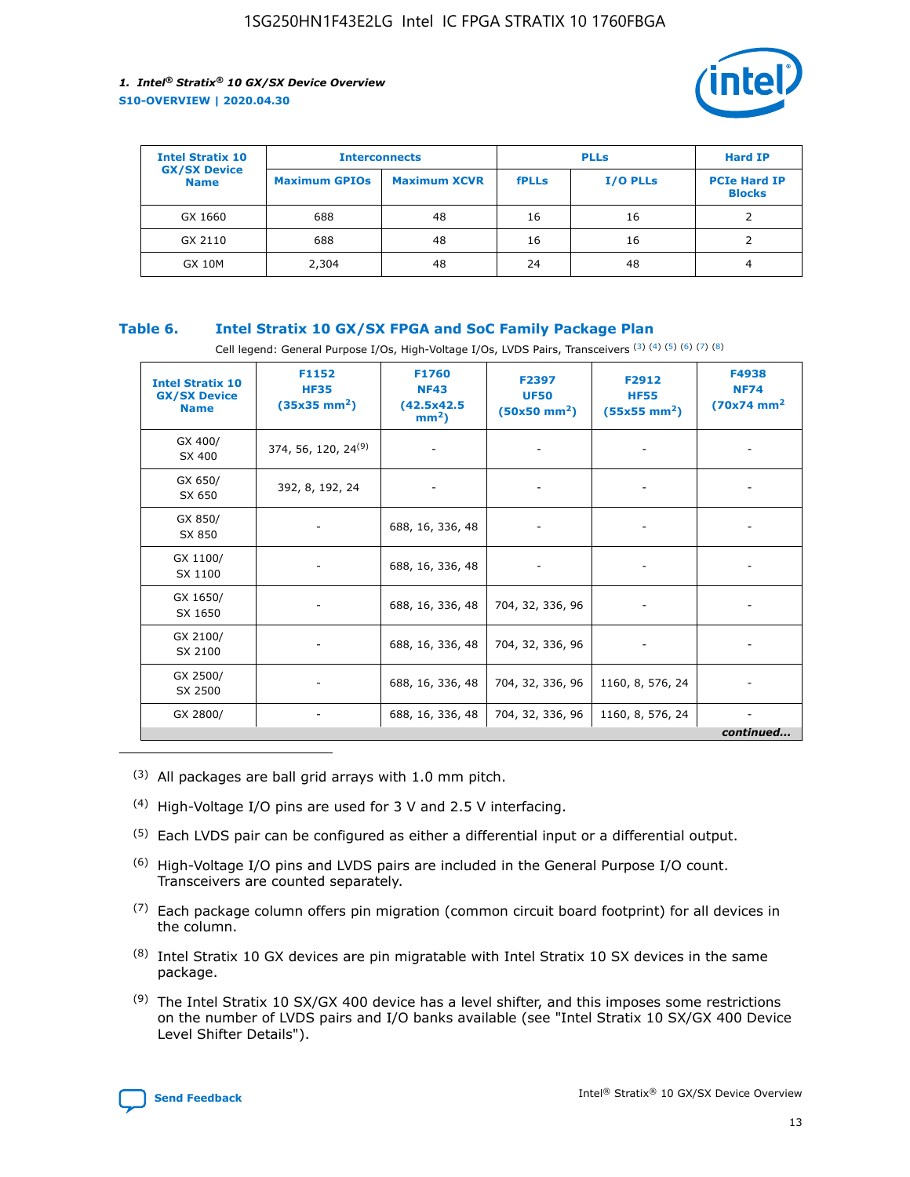| Intel Stratix 10 GX/SX Device Name | Interconnects | | PLLs | | Hard IP |
|---|---|---|---|---|---|
| | Maximum GPIOs | Maximum XCVR | fPLLs | I/O PLLs | PCIe Hard IP Blocks |
| GX 1660 | 688 | 48 | 16 | 16 | 2 |
| GX 2110 | 688 | 48 | 16 | 16 | 2 |
| GX 10M | 2,304 | 48 | 24 | 48 | 4 |

### Table 6. Intel Stratix 10 GX/SX FPGA and SoC Family Package Plan

Cell legend: General Purpose I/Os, High-Voltage I/Os, LVDS Pairs, Transceivers (3) (4) (5) (6) (7) (8)

| Intel Stratix 10 GX/SX Device Name | F1152 HF35 (35x35 mm²) | F1760 NF43 (42.5x42.5 mm²) | F2397 UF50 (50x50 mm²) | F2912 HF55 (55x55 mm²) | F4938 NF74 (70x74 mm²) |
|---|---|---|---|---|---|
| GX 400/ SX 400 | 374, 56, 120, 24 (9) | - | - | - | - |
| GX 650/ SX 650 | 392, 8, 192, 24 | - | - | - | - |
| GX 850/ SX 850 | - | 688, 16, 336, 48 | - | - | - |
| GX 1100/ SX 1100 | - | 688, 16, 336, 48 | - | - | - |
| GX 1650/ SX 1650 | - | 688, 16, 336, 48 | 704, 32, 336, 96 | - | - |
| GX 2100/ SX 2100 | - | 688, 16, 336, 48 | 704, 32, 336, 96 | - | - |
| GX 2500/ SX 2500 | - | 688, 16, 336, 48 | 704, 32, 336, 96 | 1160, 8, 576, 24 | - |
| GX 2800/ | - | 688, 16, 336, 48 | 704, 32, 336, 96 | 1160, 8, 576, 24 | - |

*continued...*

(3) All packages are ball grid arrays with 1.0 mm pitch.

(4) High-Voltage I/O pins are used for 3 V and 2.5 V interfacing.

(5) Each LVDS pair can be configured as either a differential input or a differential output.

(6) High-Voltage I/O pins and LVDS pairs are included in the General Purpose I/O count. Transceivers are counted separately.

(7) Each package column offers pin migration (common circuit board footprint) for all devices in the column.

(8) Intel Stratix 10 GX devices are pin migratable with Intel Stratix 10 SX devices in the same package.

(9) The Intel Stratix 10 SX/GX 400 device has a level shifter, and this imposes some restrictions on the number of LVDS pairs and I/O banks available (see "Intel Stratix 10 SX/GX 400 Device Level Shifter Details").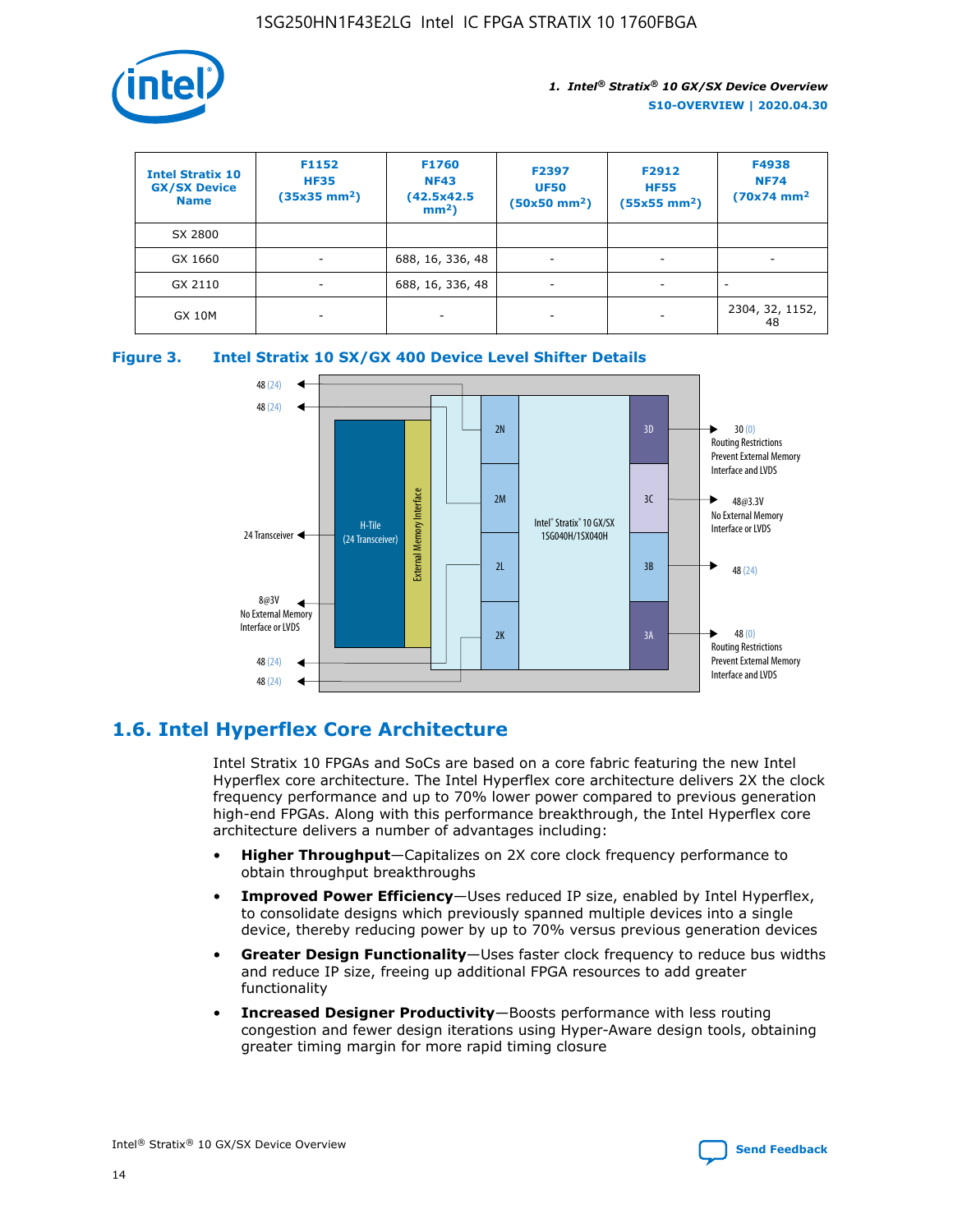| Intel Stratix 10 GX/SX Device Name | F1152 HF35 (35x35 mm²) | F1760 NF43 (42.5x42.5 mm²) | F2397 UF50 (50x50 mm²) | F2912 HF55 (55x55 mm²) | F4938 NF74 (70x74 mm² |
|---|---|---|---|---|---|
| SX 2800 | | | | | |
| GX 1660 | - | 688, 16, 336, 48 | - | - | - |
| GX 2110 | - | 688, 16, 336, 48 | - | - | - |
| GX 10M | - | - | - | - | 2304, 32, 1152, 48 |

**Figure 3. Intel Stratix 10 SX/GX 400 Device Level Shifter Details**

## 1.6. Intel Hyperflex Core Architecture

Intel Stratix 10 FPGAs and SoCs are based on a core fabric featuring the new Intel Hyperflex core architecture. The Intel Hyperflex core architecture delivers 2X the clock frequency performance and up to 70% lower power compared to previous generation high-end FPGAs. Along with this performance breakthrough, the Intel Hyperflex core architecture delivers a number of advantages including:

- **Higher Throughput**—Capitalizes on 2X core clock frequency performance to obtain throughput breakthroughs
- **Improved Power Efficiency**—Uses reduced IP size, enabled by Intel Hyperflex, to consolidate designs which previously spanned multiple devices into a single device, thereby reducing power by up to 70% versus previous generation devices
- **Greater Design Functionality**—Uses faster clock frequency to reduce bus widths and reduce IP size, freeing up additional FPGA resources to add greater functionality
- **Increased Designer Productivity**—Boosts performance with less routing congestion and fewer design iterations using Hyper-Aware design tools, obtaining greater timing margin for more rapid timing closure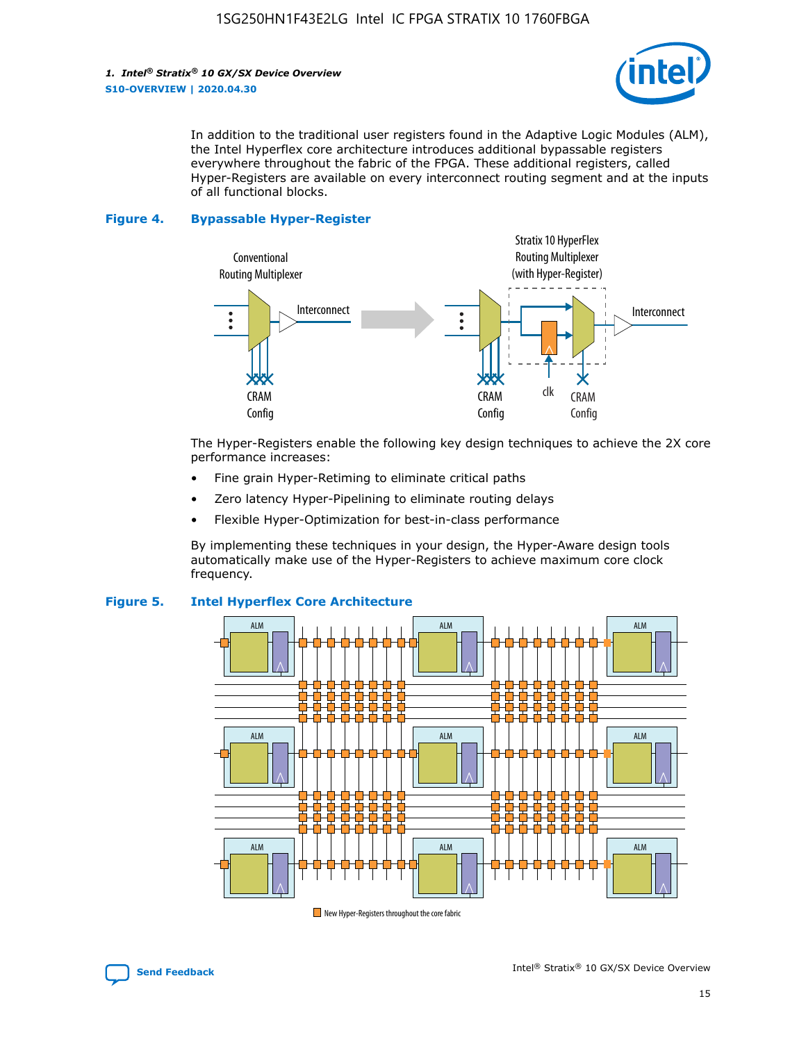In addition to the traditional user registers found in the Adaptive Logic Modules (ALM), the Intel Hyperflex core architecture introduces additional bypassable registers everywhere throughout the fabric of the FPGA. These additional registers, called Hyper-Registers are available on every interconnect routing segment and at the inputs of all functional blocks.

**Figure 4. Bypassable Hyper-Register**

The Hyper-Registers enable the following key design techniques to achieve the 2X core performance increases:

- Fine grain Hyper-Retiming to eliminate critical paths
- Zero latency Hyper-Pipelining to eliminate routing delays
- Flexible Hyper-Optimization for best-in-class performance

By implementing these techniques in your design, the Hyper-Aware design tools automatically make use of the Hyper-Registers to achieve maximum core clock frequency.

**Figure 5. Intel Hyperflex Core Architecture**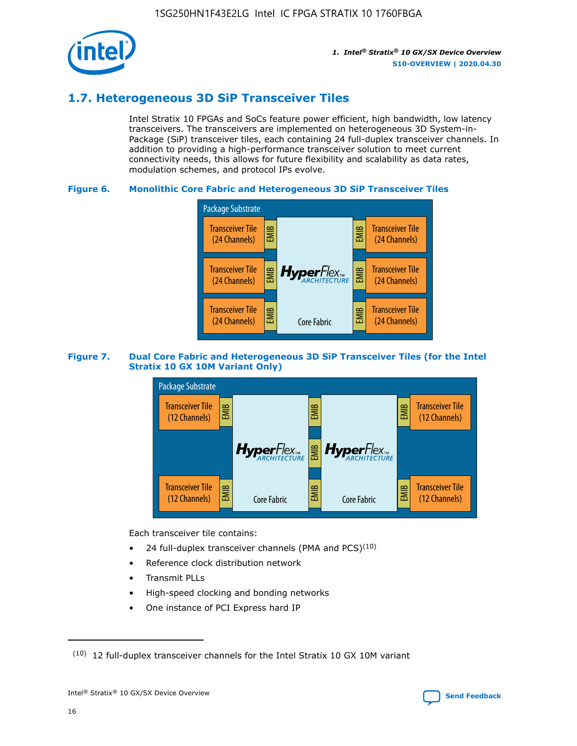## 1.7. Heterogeneous 3D SiP Transceiver Tiles

Intel Stratix 10 FPGAs and SoCs feature power efficient, high bandwidth, low latency transceivers. The transceivers are implemented on heterogeneous 3D System-in-Package (SiP) transceiver tiles, each containing 24 full-duplex transceiver channels. In addition to providing a high-performance transceiver solution to meet current connectivity needs, this allows for future flexibility and scalability as data rates, modulation schemes, and protocol IPs evolve.

**Figure 6. Monolithic Core Fabric and Heterogeneous 3D SiP Transceiver Tiles**

**Figure 7. Dual Core Fabric and Heterogeneous 3D SiP Transceiver Tiles (for the Intel Stratix 10 GX 10M Variant Only)**

Each transceiver tile contains:

- 24 full-duplex transceiver channels (PMA and PCS)[10]
- Reference clock distribution network
- Transmit PLLs
- High-speed clocking and bonding networks
- One instance of PCI Express hard IP

---

(10) 12 full-duplex transceiver channels for the Intel Stratix 10 GX 10M variant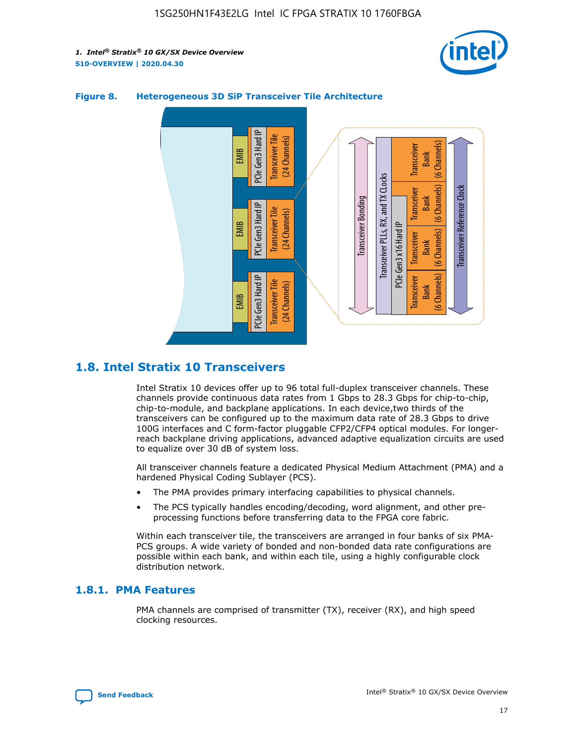**Figure 8. Heterogeneous 3D SiP Transceiver Tile Architecture**

## 1.8. Intel Stratix 10 Transceivers

Intel Stratix 10 devices offer up to 96 total full-duplex transceiver channels. These channels provide continuous data rates from 1 Gbps to 28.3 Gbps for chip-to-chip, chip-to-module, and backplane applications. In each device,two thirds of the transceivers can be configured up to the maximum data rate of 28.3 Gbps to drive 100G interfaces and C form-factor pluggable CFP2/CFP4 optical modules. For longer-reach backplane driving applications, advanced adaptive equalization circuits are used to equalize over 30 dB of system loss.

All transceiver channels feature a dedicated Physical Medium Attachment (PMA) and a hardened Physical Coding Sublayer (PCS).

- The PMA provides primary interfacing capabilities to physical channels.
- The PCS typically handles encoding/decoding, word alignment, and other pre-processing functions before transferring data to the FPGA core fabric.

Within each transceiver tile, the transceivers are arranged in four banks of six PMA-PCS groups. A wide variety of bonded and non-bonded data rate configurations are possible within each bank, and within each tile, using a highly configurable clock distribution network.

### 1.8.1. PMA Features

PMA channels are comprised of transmitter (TX), receiver (RX), and high speed clocking resources.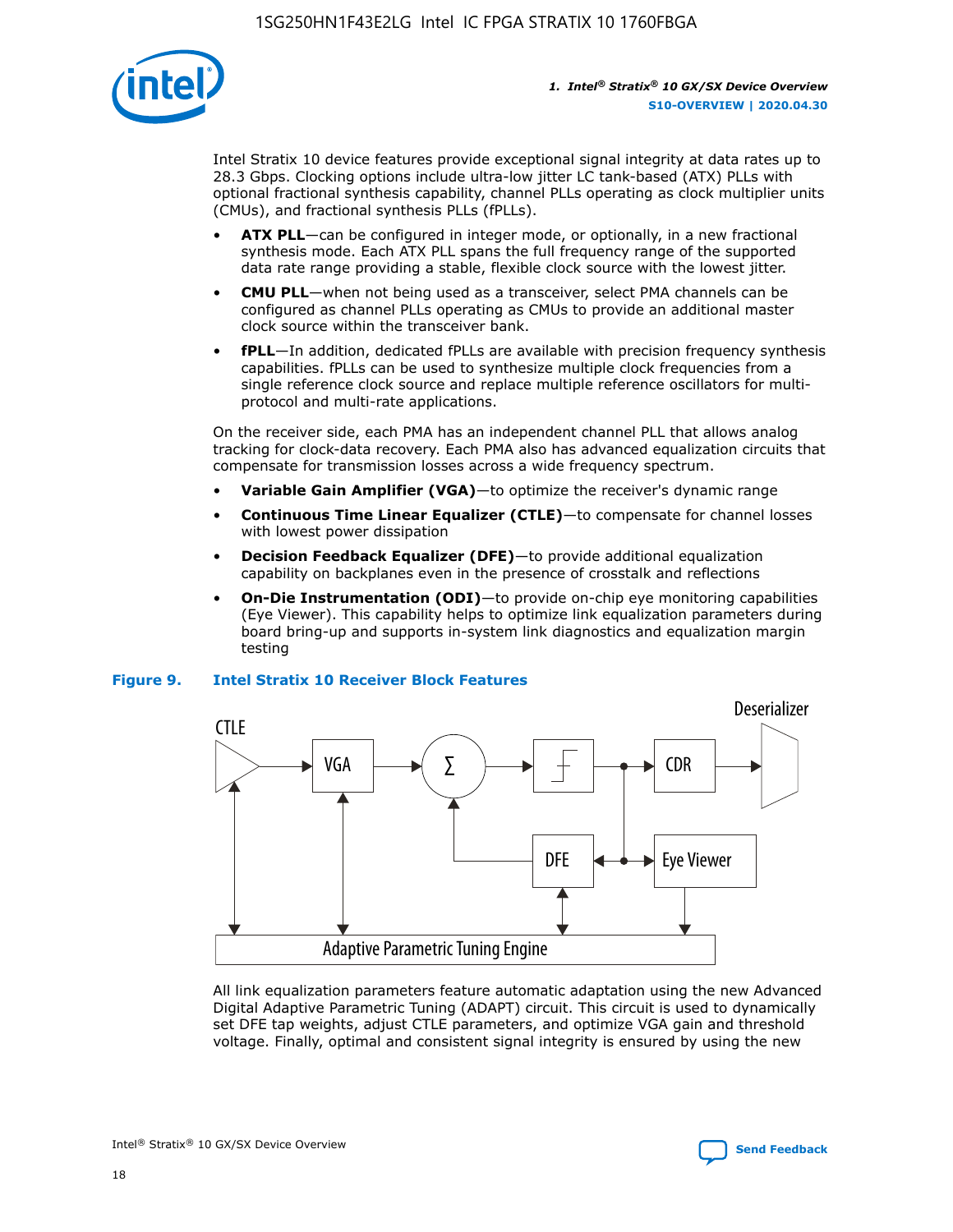Intel Stratix 10 device features provide exceptional signal integrity at data rates up to 28.3 Gbps. Clocking options include ultra-low jitter LC tank-based (ATX) PLLs with optional fractional synthesis capability, channel PLLs operating as clock multiplier units (CMUs), and fractional synthesis PLLs (fPLLs).

- **ATX PLL**—can be configured in integer mode, or optionally, in a new fractional synthesis mode. Each ATX PLL spans the full frequency range of the supported data rate range providing a stable, flexible clock source with the lowest jitter.
- **CMU PLL**—when not being used as a transceiver, select PMA channels can be configured as channel PLLs operating as CMUs to provide an additional master clock source within the transceiver bank.
- **fPLL**—In addition, dedicated fPLLs are available with precision frequency synthesis capabilities. fPLLs can be used to synthesize multiple clock frequencies from a single reference clock source and replace multiple reference oscillators for multi-protocol and multi-rate applications.

On the receiver side, each PMA has an independent channel PLL that allows analog tracking for clock-data recovery. Each PMA also has advanced equalization circuits that compensate for transmission losses across a wide frequency spectrum.

- **Variable Gain Amplifier (VGA)**—to optimize the receiver's dynamic range
- **Continuous Time Linear Equalizer (CTLE)**—to compensate for channel losses with lowest power dissipation
- **Decision Feedback Equalizer (DFE)**—to provide additional equalization capability on backplanes even in the presence of crosstalk and reflections
- **On-Die Instrumentation (ODI)**—to provide on-chip eye monitoring capabilities (Eye Viewer). This capability helps to optimize link equalization parameters during board bring-up and supports in-system link diagnostics and equalization margin testing

**Figure 9. Intel Stratix 10 Receiver Block Features**

All link equalization parameters feature automatic adaptation using the new Advanced Digital Adaptive Parametric Tuning (ADAPT) circuit. This circuit is used to dynamically set DFE tap weights, adjust CTLE parameters, and optimize VGA gain and threshold voltage. Finally, optimal and consistent signal integrity is ensured by using the new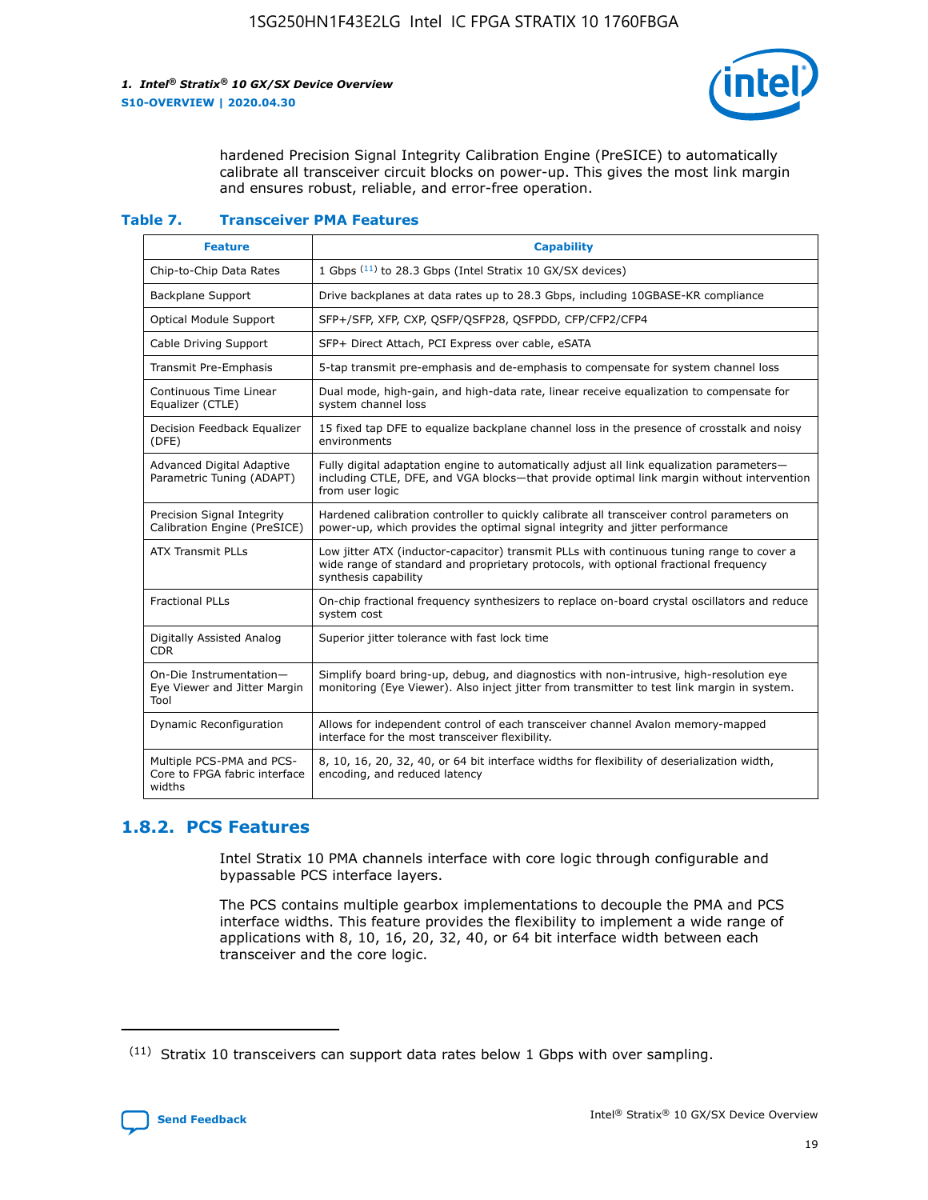hardened Precision Signal Integrity Calibration Engine (PreSICE) to automatically calibrate all transceiver circuit blocks on power-up. This gives the most link margin and ensures robust, reliable, and error-free operation.

**Table 7. Transceiver PMA Features**

| Feature | Capability |
| --- | --- |
| Chip-to-Chip Data Rates | 1 Gbps [11] to 28.3 Gbps (Intel Stratix 10 GX/SX devices) |
| Backplane Support | Drive backplanes at data rates up to 28.3 Gbps, including 10GBASE-KR compliance |
| Optical Module Support | SFP+/SFP, XFP, CXP, QSFP/QSFP28, QSFPDD, CFP/CFP2/CFP4 |
| Cable Driving Support | SFP+ Direct Attach, PCI Express over cable, eSATA |
| Transmit Pre-Emphasis | 5-tap transmit pre-emphasis and de-emphasis to compensate for system channel loss |
| Continuous Time Linear Equalizer (CTLE) | Dual mode, high-gain, and high-data rate, linear receive equalization to compensate for system channel loss |
| Decision Feedback Equalizer (DFE) | 15 fixed tap DFE to equalize backplane channel loss in the presence of crosstalk and noisy environments |
| Advanced Digital Adaptive Parametric Tuning (ADAPT) | Fully digital adaptation engine to automatically adjust all link equalization parameters—including CTLE, DFE, and VGA blocks—that provide optimal link margin without intervention from user logic |
| Precision Signal Integrity Calibration Engine (PreSICE) | Hardened calibration controller to quickly calibrate all transceiver control parameters on power-up, which provides the optimal signal integrity and jitter performance |
| ATX Transmit PLLs | Low jitter ATX (inductor-capacitor) transmit PLLs with continuous tuning range to cover a wide range of standard and proprietary protocols, with optional fractional frequency synthesis capability |
| Fractional PLLs | On-chip fractional frequency synthesizers to replace on-board crystal oscillators and reduce system cost |
| Digitally Assisted Analog CDR | Superior jitter tolerance with fast lock time |
| On-Die Instrumentation—Eye Viewer and Jitter Margin Tool | Simplify board bring-up, debug, and diagnostics with non-intrusive, high-resolution eye monitoring (Eye Viewer). Also inject jitter from transmitter to test link margin in system. |
| Dynamic Reconfiguration | Allows for independent control of each transceiver channel Avalon memory-mapped interface for the most transceiver flexibility. |
| Multiple PCS-PMA and PCS-Core to FPGA fabric interface widths | 8, 10, 16, 20, 32, 40, or 64 bit interface widths for flexibility of deserialization width, encoding, and reduced latency |

## 1.8.2. PCS Features

Intel Stratix 10 PMA channels interface with core logic through configurable and bypassable PCS interface layers.

The PCS contains multiple gearbox implementations to decouple the PMA and PCS interface widths. This feature provides the flexibility to implement a wide range of applications with 8, 10, 16, 20, 32, 40, or 64 bit interface width between each transceiver and the core logic.

(11) Stratix 10 transceivers can support data rates below 1 Gbps with over sampling.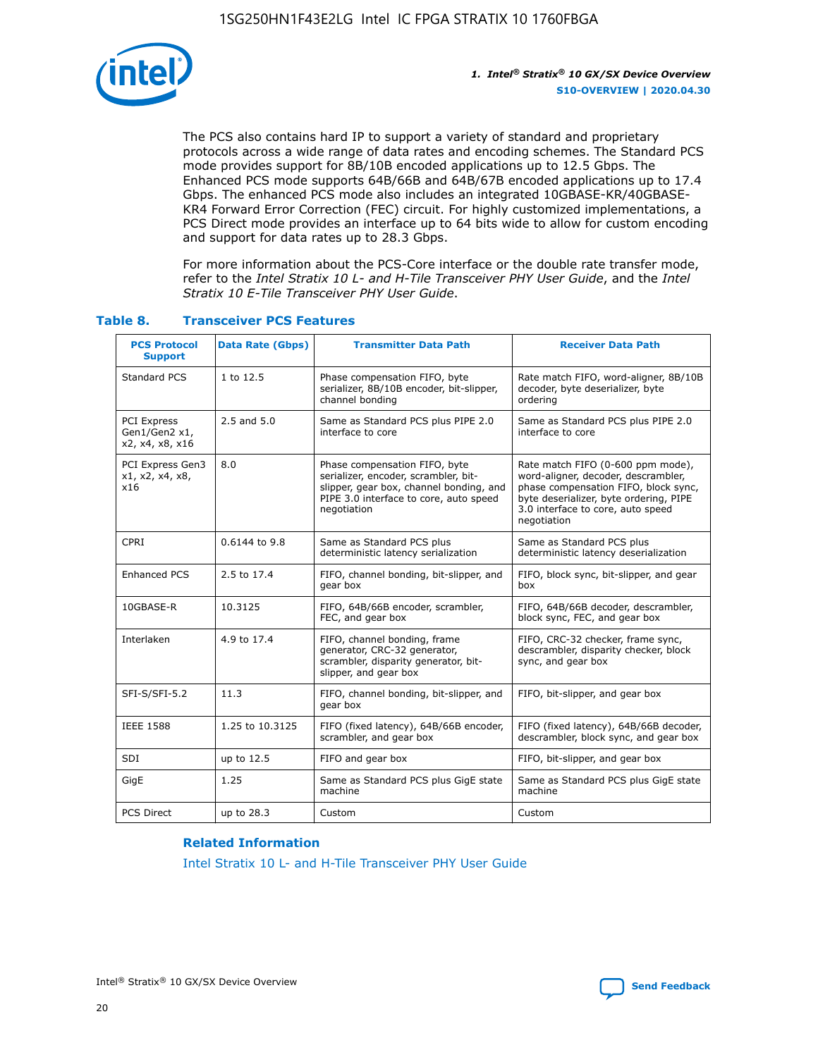The PCS also contains hard IP to support a variety of standard and proprietary protocols across a wide range of data rates and encoding schemes. The Standard PCS mode provides support for 8B/10B encoded applications up to 12.5 Gbps. The Enhanced PCS mode supports 64B/66B and 64B/67B encoded applications up to 17.4 Gbps. The enhanced PCS mode also includes an integrated 10GBASE-KR/40GBASE-KR4 Forward Error Correction (FEC) circuit. For highly customized implementations, a PCS Direct mode provides an interface up to 64 bits wide to allow for custom encoding and support for data rates up to 28.3 Gbps.

For more information about the PCS-Core interface or the double rate transfer mode, refer to the *Intel Stratix 10 L- and H-Tile Transceiver PHY User Guide*, and the *Intel Stratix 10 E-Tile Transceiver PHY User Guide*.

### Table 8. Transceiver PCS Features

| PCS Protocol Support | Data Rate (Gbps) | Transmitter Data Path | Receiver Data Path |
|---|---|---|---|
| Standard PCS | 1 to 12.5 | Phase compensation FIFO, byte serializer, 8B/10B encoder, bit-slipper, channel bonding | Rate match FIFO, word-aligner, 8B/10B decoder, byte deserializer, byte ordering |
| PCI Express Gen1/Gen2 x1, x2, x4, x8, x16 | 2.5 and 5.0 | Same as Standard PCS plus PIPE 2.0 interface to core | Same as Standard PCS plus PIPE 2.0 interface to core |
| PCI Express Gen3 x1, x2, x4, x8, x16 | 8.0 | Phase compensation FIFO, byte serializer, encoder, scrambler, bit-slipper, gear box, channel bonding, and PIPE 3.0 interface to core, auto speed negotiation | Rate match FIFO (0-600 ppm mode), word-aligner, decoder, descrambler, phase compensation FIFO, block sync, byte deserializer, byte ordering, PIPE 3.0 interface to core, auto speed negotiation |
| CPRI | 0.6144 to 9.8 | Same as Standard PCS plus deterministic latency serialization | Same as Standard PCS plus deterministic latency deserialization |
| Enhanced PCS | 2.5 to 17.4 | FIFO, channel bonding, bit-slipper, and gear box | FIFO, block sync, bit-slipper, and gear box |
| 10GBASE-R | 10.3125 | FIFO, 64B/66B encoder, scrambler, FEC, and gear box | FIFO, 64B/66B decoder, descrambler, block sync, FEC, and gear box |
| Interlaken | 4.9 to 17.4 | FIFO, channel bonding, frame generator, CRC-32 generator, scrambler, disparity generator, bit-slipper, and gear box | FIFO, CRC-32 checker, frame sync, descrambler, disparity checker, block sync, and gear box |
| SFI-S/SFI-5.2 | 11.3 | FIFO, channel bonding, bit-slipper, and gear box | FIFO, bit-slipper, and gear box |
| IEEE 1588 | 1.25 to 10.3125 | FIFO (fixed latency), 64B/66B encoder, scrambler, and gear box | FIFO (fixed latency), 64B/66B decoder, descrambler, block sync, and gear box |
| SDI | up to 12.5 | FIFO and gear box | FIFO, bit-slipper, and gear box |
| GigE | 1.25 | Same as Standard PCS plus GigE state machine | Same as Standard PCS plus GigE state machine |
| PCS Direct | up to 28.3 | Custom | Custom |

#### Related Information

Intel Stratix 10 L- and H-Tile Transceiver PHY User Guide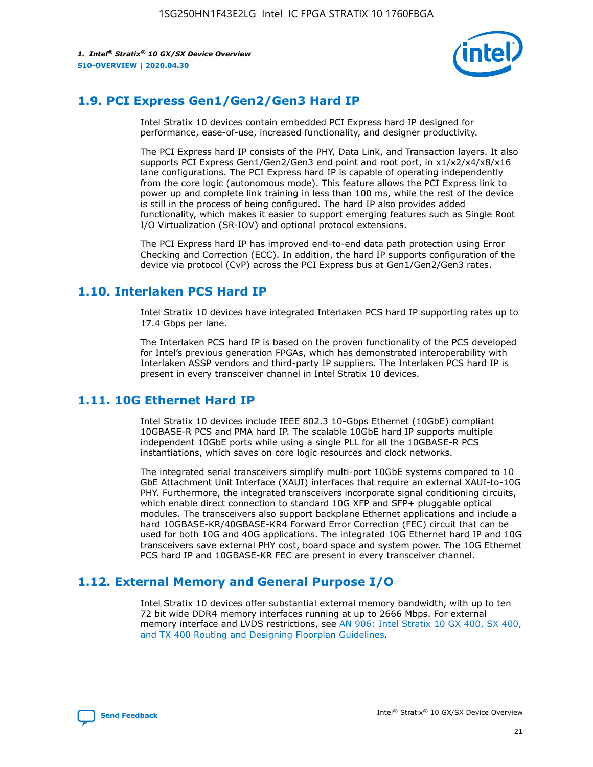## 1.9. PCI Express Gen1/Gen2/Gen3 Hard IP

Intel Stratix 10 devices contain embedded PCI Express hard IP designed for performance, ease-of-use, increased functionality, and designer productivity.

The PCI Express hard IP consists of the PHY, Data Link, and Transaction layers. It also supports PCI Express Gen1/Gen2/Gen3 end point and root port, in x1/x2/x4/x8/x16 lane configurations. The PCI Express hard IP is capable of operating independently from the core logic (autonomous mode). This feature allows the PCI Express link to power up and complete link training in less than 100 ms, while the rest of the device is still in the process of being configured. The hard IP also provides added functionality, which makes it easier to support emerging features such as Single Root I/O Virtualization (SR-IOV) and optional protocol extensions.

The PCI Express hard IP has improved end-to-end data path protection using Error Checking and Correction (ECC). In addition, the hard IP supports configuration of the device via protocol (CvP) across the PCI Express bus at Gen1/Gen2/Gen3 rates.

## 1.10. Interlaken PCS Hard IP

Intel Stratix 10 devices have integrated Interlaken PCS hard IP supporting rates up to 17.4 Gbps per lane.

The Interlaken PCS hard IP is based on the proven functionality of the PCS developed for Intel's previous generation FPGAs, which has demonstrated interoperability with Interlaken ASSP vendors and third-party IP suppliers. The Interlaken PCS hard IP is present in every transceiver channel in Intel Stratix 10 devices.

## 1.11. 10G Ethernet Hard IP

Intel Stratix 10 devices include IEEE 802.3 10-Gbps Ethernet (10GbE) compliant 10GBASE-R PCS and PMA hard IP. The scalable 10GbE hard IP supports multiple independent 10GbE ports while using a single PLL for all the 10GBASE-R PCS instantiations, which saves on core logic resources and clock networks.

The integrated serial transceivers simplify multi-port 10GbE systems compared to 10 GbE Attachment Unit Interface (XAUI) interfaces that require an external XAUI-to-10G PHY. Furthermore, the integrated transceivers incorporate signal conditioning circuits, which enable direct connection to standard 10G XFP and SFP+ pluggable optical modules. The transceivers also support backplane Ethernet applications and include a hard 10GBASE-KR/40GBASE-KR4 Forward Error Correction (FEC) circuit that can be used for both 10G and 40G applications. The integrated 10G Ethernet hard IP and 10G transceivers save external PHY cost, board space and system power. The 10G Ethernet PCS hard IP and 10GBASE-KR FEC are present in every transceiver channel.

## 1.12. External Memory and General Purpose I/O

Intel Stratix 10 devices offer substantial external memory bandwidth, with up to ten 72 bit wide DDR4 memory interfaces running at up to 2666 Mbps. For external memory interface and LVDS restrictions, see AN 906: Intel Stratix 10 GX 400, SX 400, and TX 400 Routing and Designing Floorplan Guidelines.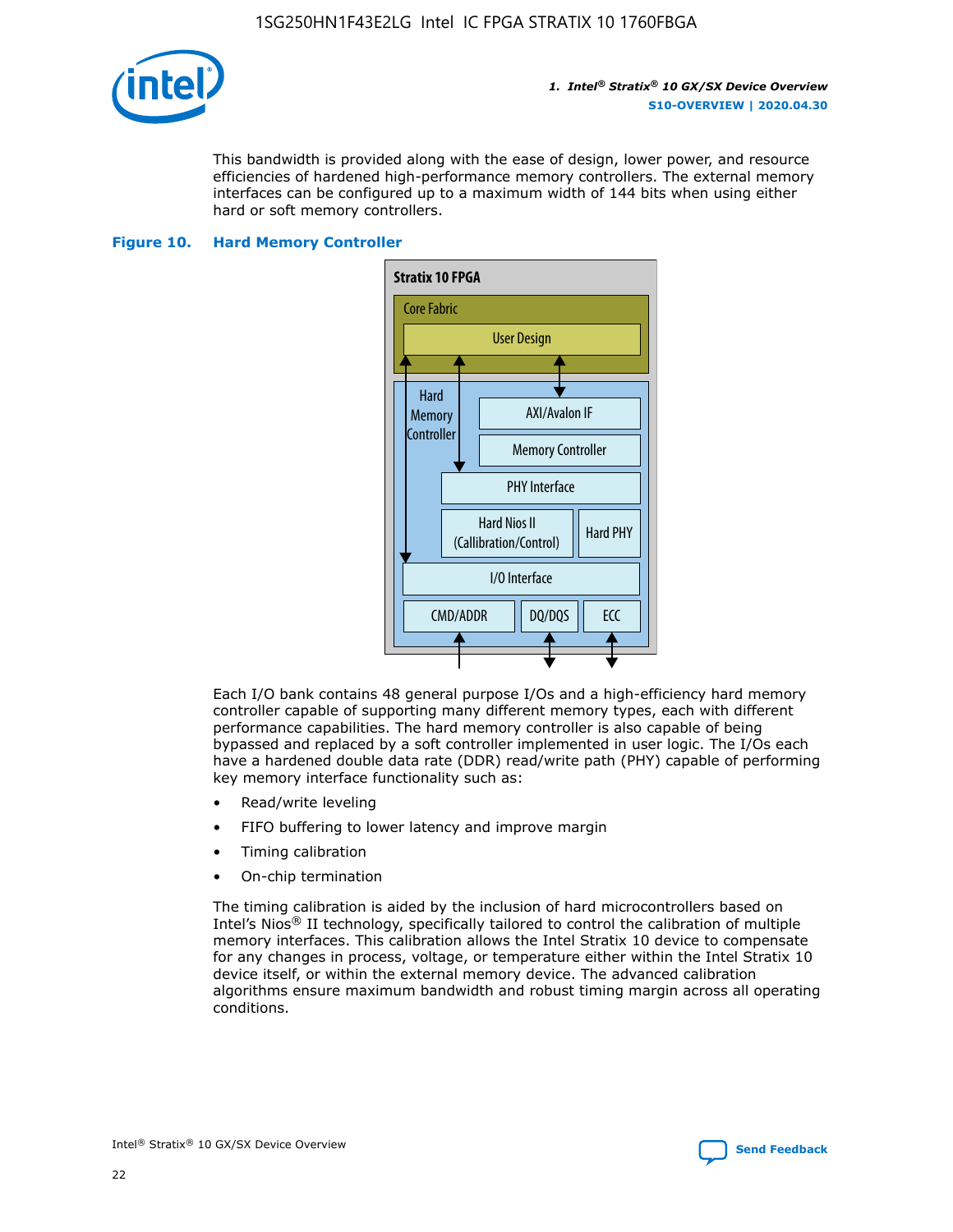This bandwidth is provided along with the ease of design, lower power, and resource efficiencies of hardened high-performance memory controllers. The external memory interfaces can be configured up to a maximum width of 144 bits when using either hard or soft memory controllers.

**Figure 10. Hard Memory Controller**

Stratix 10 FPGA

Core Fabric

User Design

Hard Memory Controller

AXI/Avalon IF

Memory Controller

PHY Interface

Hard Nios II (Callibration/Control)

Hard PHY

I/O Interface

CMD/ADDR

DQ/DQS

ECC

Each I/O bank contains 48 general purpose I/Os and a high-efficiency hard memory controller capable of supporting many different memory types, each with different performance capabilities. The hard memory controller is also capable of being bypassed and replaced by a soft controller implemented in user logic. The I/Os each have a hardened double data rate (DDR) read/write path (PHY) capable of performing key memory interface functionality such as:

- Read/write leveling
- FIFO buffering to lower latency and improve margin
- Timing calibration
- On-chip termination

The timing calibration is aided by the inclusion of hard microcontrollers based on Intel's Nios® II technology, specifically tailored to control the calibration of multiple memory interfaces. This calibration allows the Intel Stratix 10 device to compensate for any changes in process, voltage, or temperature either within the Intel Stratix 10 device itself, or within the external memory device. The advanced calibration algorithms ensure maximum bandwidth and robust timing margin across all operating conditions.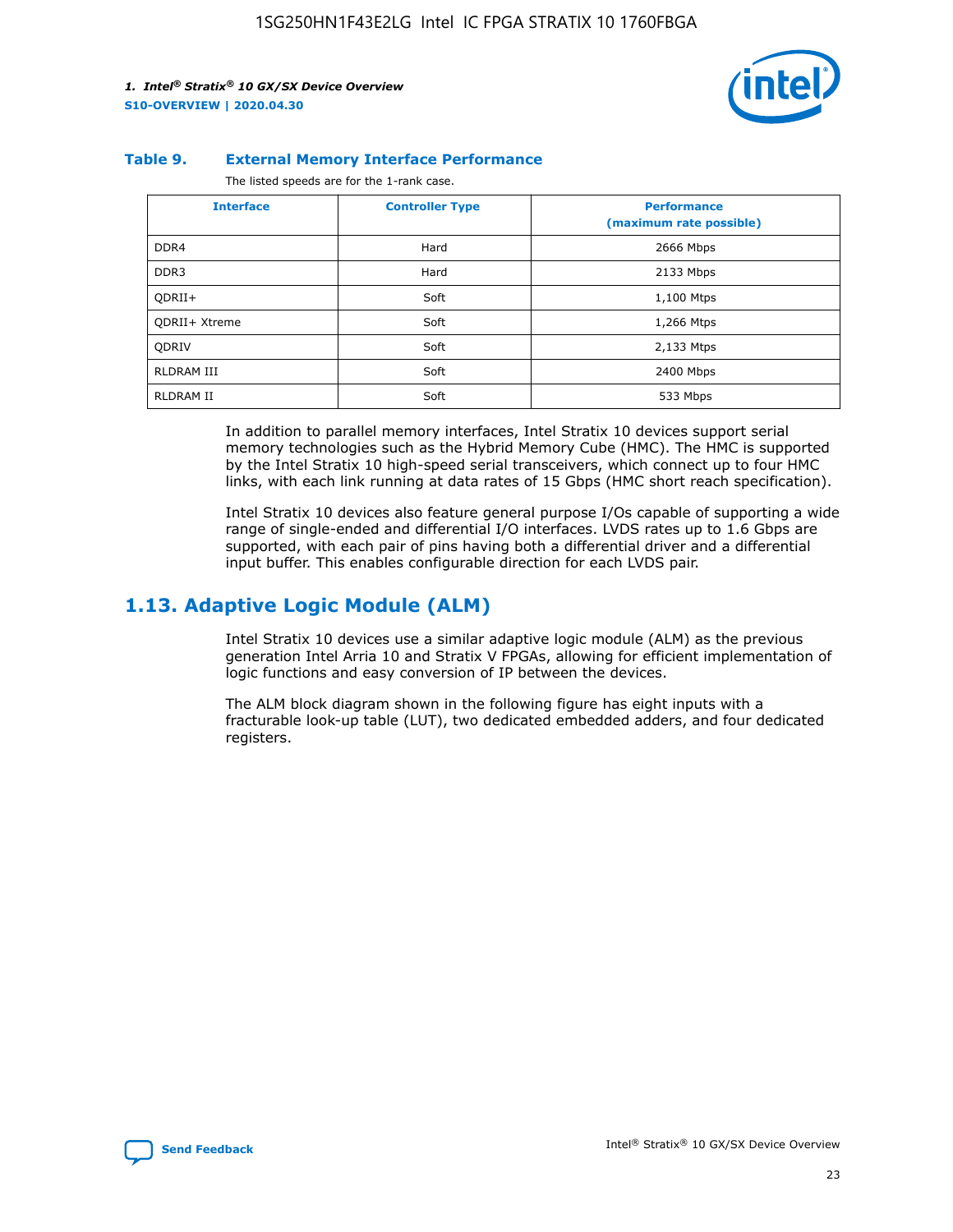**Table 9. External Memory Interface Performance**

The listed speeds are for the 1-rank case.

| Interface | Controller Type | Performance (maximum rate possible) |
|---|---|---|
| DDR4 | Hard | 2666 Mbps |
| DDR3 | Hard | 2133 Mbps |
| QDRII+ | Soft | 1,100 Mtps |
| QDRII+ Xtreme | Soft | 1,266 Mtps |
| QDRIV | Soft | 2,133 Mtps |
| RLDRAM III | Soft | 2400 Mbps |
| RLDRAM II | Soft | 533 Mbps |

In addition to parallel memory interfaces, Intel Stratix 10 devices support serial memory technologies such as the Hybrid Memory Cube (HMC). The HMC is supported by the Intel Stratix 10 high-speed serial transceivers, which connect up to four HMC links, with each link running at data rates of 15 Gbps (HMC short reach specification).

Intel Stratix 10 devices also feature general purpose I/Os capable of supporting a wide range of single-ended and differential I/O interfaces. LVDS rates up to 1.6 Gbps are supported, with each pair of pins having both a differential driver and a differential input buffer. This enables configurable direction for each LVDS pair.

## 1.13. Adaptive Logic Module (ALM)

Intel Stratix 10 devices use a similar adaptive logic module (ALM) as the previous generation Intel Arria 10 and Stratix V FPGAs, allowing for efficient implementation of logic functions and easy conversion of IP between the devices.

The ALM block diagram shown in the following figure has eight inputs with a fracturable look-up table (LUT), two dedicated embedded adders, and four dedicated registers.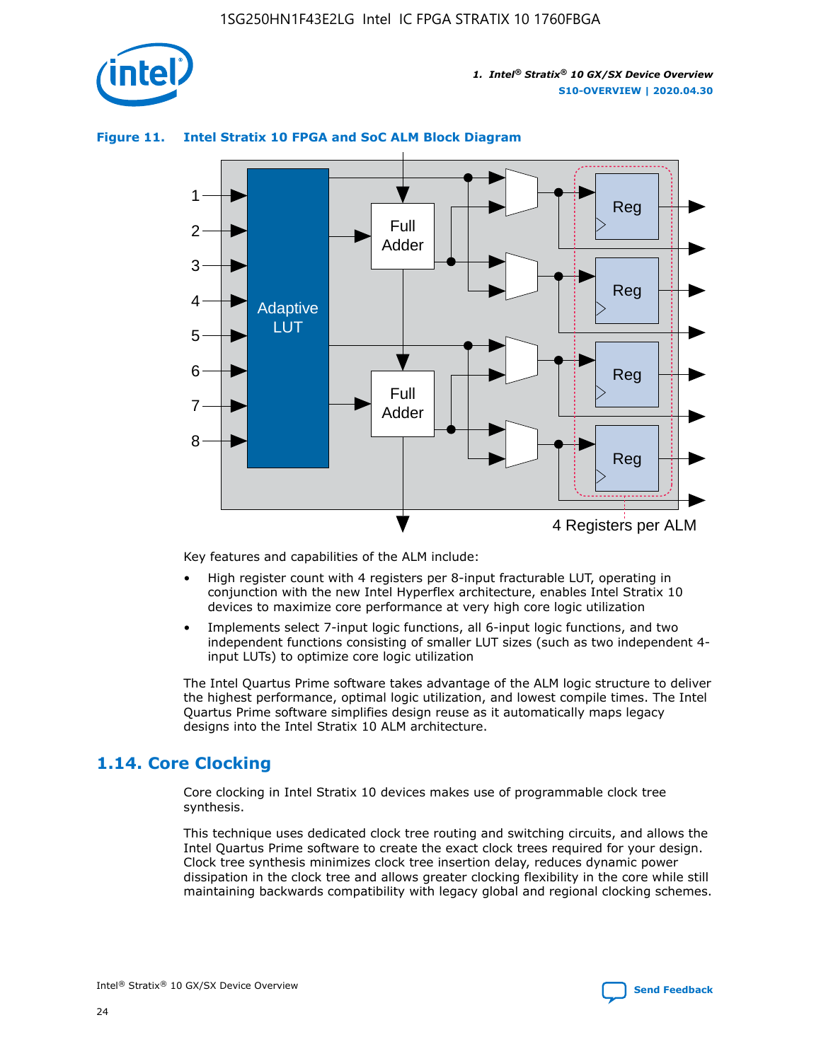**Figure 11. Intel Stratix 10 FPGA and SoC ALM Block Diagram**

Key features and capabilities of the ALM include:

- High register count with 4 registers per 8-input fracturable LUT, operating in conjunction with the new Intel Hyperflex architecture, enables Intel Stratix 10 devices to maximize core performance at very high core logic utilization
- Implements select 7-input logic functions, all 6-input logic functions, and two independent functions consisting of smaller LUT sizes (such as two independent 4-input LUTs) to optimize core logic utilization

The Intel Quartus Prime software takes advantage of the ALM logic structure to deliver the highest performance, optimal logic utilization, and lowest compile times. The Intel Quartus Prime software simplifies design reuse as it automatically maps legacy designs into the Intel Stratix 10 ALM architecture.

## 1.14. Core Clocking

Core clocking in Intel Stratix 10 devices makes use of programmable clock tree synthesis.

This technique uses dedicated clock tree routing and switching circuits, and allows the Intel Quartus Prime software to create the exact clock trees required for your design. Clock tree synthesis minimizes clock tree insertion delay, reduces dynamic power dissipation in the clock tree and allows greater clocking flexibility in the core while still maintaining backwards compatibility with legacy global and regional clocking schemes.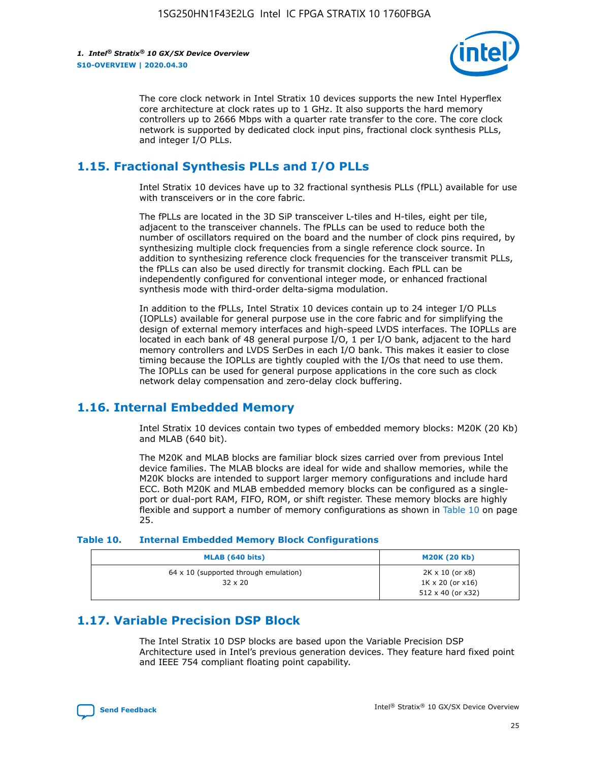The core clock network in Intel Stratix 10 devices supports the new Intel Hyperflex core architecture at clock rates up to 1 GHz. It also supports the hard memory controllers up to 2666 Mbps with a quarter rate transfer to the core. The core clock network is supported by dedicated clock input pins, fractional clock synthesis PLLs, and integer I/O PLLs.

## 1.15. Fractional Synthesis PLLs and I/O PLLs

Intel Stratix 10 devices have up to 32 fractional synthesis PLLs (fPLL) available for use with transceivers or in the core fabric.

The fPLLs are located in the 3D SiP transceiver L-tiles and H-tiles, eight per tile, adjacent to the transceiver channels. The fPLLs can be used to reduce both the number of oscillators required on the board and the number of clock pins required, by synthesizing multiple clock frequencies from a single reference clock source. In addition to synthesizing reference clock frequencies for the transceiver transmit PLLs, the fPLLs can also be used directly for transmit clocking. Each fPLL can be independently configured for conventional integer mode, or enhanced fractional synthesis mode with third-order delta-sigma modulation.

In addition to the fPLLs, Intel Stratix 10 devices contain up to 24 integer I/O PLLs (IOPLLs) available for general purpose use in the core fabric and for simplifying the design of external memory interfaces and high-speed LVDS interfaces. The IOPLLs are located in each bank of 48 general purpose I/O, 1 per I/O bank, adjacent to the hard memory controllers and LVDS SerDes in each I/O bank. This makes it easier to close timing because the IOPLLs are tightly coupled with the I/Os that need to use them. The IOPLLs can be used for general purpose applications in the core such as clock network delay compensation and zero-delay clock buffering.

## 1.16. Internal Embedded Memory

Intel Stratix 10 devices contain two types of embedded memory blocks: M20K (20 Kb) and MLAB (640 bit).

The M20K and MLAB blocks are familiar block sizes carried over from previous Intel device families. The MLAB blocks are ideal for wide and shallow memories, while the M20K blocks are intended to support larger memory configurations and include hard ECC. Both M20K and MLAB embedded memory blocks can be configured as a single-port or dual-port RAM, FIFO, ROM, or shift register. These memory blocks are highly flexible and support a number of memory configurations as shown in Table 10 on page 25.

**Table 10. Internal Embedded Memory Block Configurations**

| MLAB (640 bits) | M20K (20 Kb) |
| --- | --- |
| 64 x 10 (supported through emulation)<br>32 x 20 | 2K x 10 (or x8)<br>1K x 20 (or x16)<br>512 x 40 (or x32) |

## 1.17. Variable Precision DSP Block

The Intel Stratix 10 DSP blocks are based upon the Variable Precision DSP Architecture used in Intel's previous generation devices. They feature hard fixed point and IEEE 754 compliant floating point capability.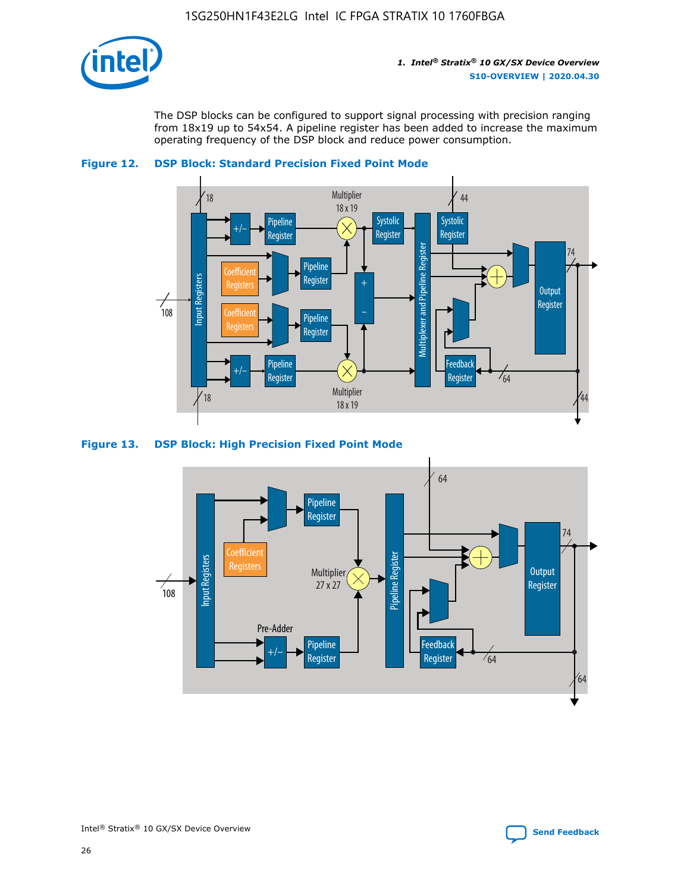The DSP blocks can be configured to support signal processing with precision ranging from 18x19 up to 54x54. A pipeline register has been added to increase the maximum operating frequency of the DSP block and reduce power consumption.

**Figure 12. DSP Block: Standard Precision Fixed Point Mode**

**Figure 13. DSP Block: High Precision Fixed Point Mode**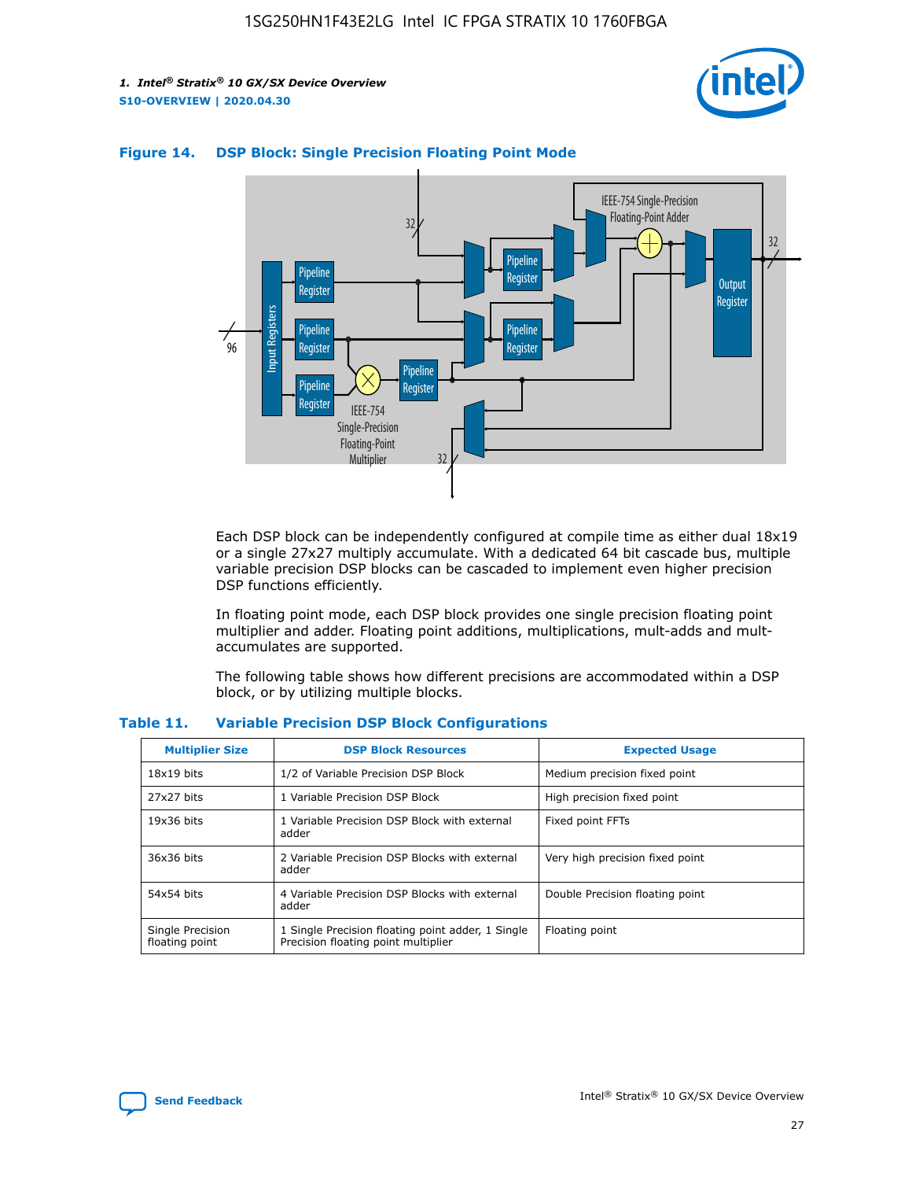**Figure 14. DSP Block: Single Precision Floating Point Mode**

Each DSP block can be independently configured at compile time as either dual 18x19 or a single 27x27 multiply accumulate. With a dedicated 64 bit cascade bus, multiple variable precision DSP blocks can be cascaded to implement even higher precision DSP functions efficiently.

In floating point mode, each DSP block provides one single precision floating point multiplier and adder. Floating point additions, multiplications, mult-adds and mult-accumulates are supported.

The following table shows how different precisions are accommodated within a DSP block, or by utilizing multiple blocks.

**Table 11. Variable Precision DSP Block Configurations**

| Multiplier Size | DSP Block Resources | Expected Usage |
|---|---|---|
| 18x19 bits | 1/2 of Variable Precision DSP Block | Medium precision fixed point |
| 27x27 bits | 1 Variable Precision DSP Block | High precision fixed point |
| 19x36 bits | 1 Variable Precision DSP Block with external adder | Fixed point FFTs |
| 36x36 bits | 2 Variable Precision DSP Blocks with external adder | Very high precision fixed point |
| 54x54 bits | 4 Variable Precision DSP Blocks with external adder | Double Precision floating point |
| Single Precision floating point | 1 Single Precision floating point adder, 1 Single Precision floating point multiplier | Floating point |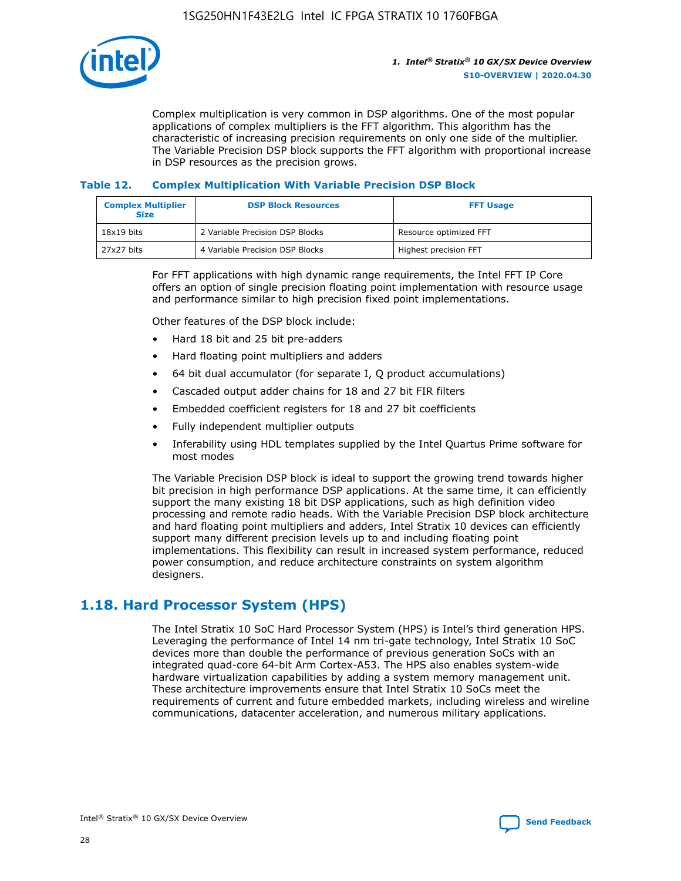Complex multiplication is very common in DSP algorithms. One of the most popular applications of complex multipliers is the FFT algorithm. This algorithm has the characteristic of increasing precision requirements on only one side of the multiplier. The Variable Precision DSP block supports the FFT algorithm with proportional increase in DSP resources as the precision grows.

### Table 12. Complex Multiplication With Variable Precision DSP Block

| Complex Multiplier Size | DSP Block Resources | FFT Usage |
| --- | --- | --- |
| 18x19 bits | 2 Variable Precision DSP Blocks | Resource optimized FFT |
| 27x27 bits | 4 Variable Precision DSP Blocks | Highest precision FFT |

For FFT applications with high dynamic range requirements, the Intel FFT IP Core offers an option of single precision floating point implementation with resource usage and performance similar to high precision fixed point implementations.

Other features of the DSP block include:

- Hard 18 bit and 25 bit pre-adders
- Hard floating point multipliers and adders
- 64 bit dual accumulator (for separate I, Q product accumulations)
- Cascaded output adder chains for 18 and 27 bit FIR filters
- Embedded coefficient registers for 18 and 27 bit coefficients
- Fully independent multiplier outputs
- Inferability using HDL templates supplied by the Intel Quartus Prime software for most modes

The Variable Precision DSP block is ideal to support the growing trend towards higher bit precision in high performance DSP applications. At the same time, it can efficiently support the many existing 18 bit DSP applications, such as high definition video processing and remote radio heads. With the Variable Precision DSP block architecture and hard floating point multipliers and adders, Intel Stratix 10 devices can efficiently support many different precision levels up to and including floating point implementations. This flexibility can result in increased system performance, reduced power consumption, and reduce architecture constraints on system algorithm designers.

## 1.18. Hard Processor System (HPS)

The Intel Stratix 10 SoC Hard Processor System (HPS) is Intel's third generation HPS. Leveraging the performance of Intel 14 nm tri-gate technology, Intel Stratix 10 SoC devices more than double the performance of previous generation SoCs with an integrated quad-core 64-bit Arm Cortex-A53. The HPS also enables system-wide hardware virtualization capabilities by adding a system memory management unit. These architecture improvements ensure that Intel Stratix 10 SoCs meet the requirements of current and future embedded markets, including wireless and wireline communications, datacenter acceleration, and numerous military applications.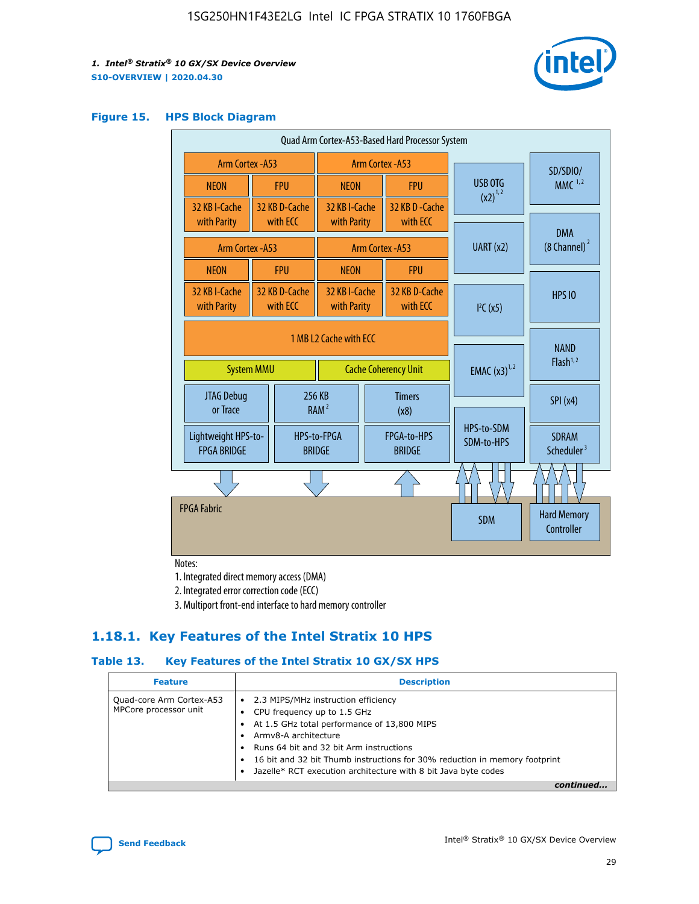## Figure 15. HPS Block Diagram

Quad Arm Cortex-A53-Based Hard Processor System

| Arm Cortex -A53 | | Arm Cortex -A53 | |
|---|---|---|---|
| NEON | FPU | NEON | FPU |
| 32 KB I-Cache with Parity | 32 KB D-Cache with ECC | 32 KB I-Cache with Parity | 32 KB D -Cache with ECC |
| Arm Cortex -A53 | | Arm Cortex -A53 | |
| NEON | FPU | NEON | FPU |
| 32 KB I-Cache with Parity | 32 KB D-Cache with ECC | 32 KB I-Cache with Parity | 32 KB D-Cache with ECC |

1 MB L2 Cache with ECC

System MMU | Cache Coherency Unit

JTAG Debug or Trace | 256 KB RAM [2] | Timers (x8)

Lightweight HPS-to-FPGA BRIDGE | HPS-to-FPGA BRIDGE | FPGA-to-HPS BRIDGE

USB OTG (x2) [1,2] | UART (x2) | I²C (x5) | EMAC (x3) [1,2] | HPS-to-SDM SDM-to-HPS

SD/SDIO/ MMC [1,2] | DMA (8 Channel) [2] | HPS IO | NAND Flash [1,2] | SPI (x4) | SDRAM Scheduler [3]

FPGA Fabric | SDM | Hard Memory Controller

Notes:
1. Integrated direct memory access (DMA)
2. Integrated error correction code (ECC)
3. Multiport front-end interface to hard memory controller

## 1.18.1. Key Features of the Intel Stratix 10 HPS

### Table 13. Key Features of the Intel Stratix 10 GX/SX HPS

| Feature | Description |
|---|---|
| Quad-core Arm Cortex-A53 MPCore processor unit | • 2.3 MIPS/MHz instruction efficiency<br>• CPU frequency up to 1.5 GHz<br>• At 1.5 GHz total performance of 13,800 MIPS<br>• Armv8-A architecture<br>• Runs 64 bit and 32 bit Arm instructions<br>• 16 bit and 32 bit Thumb instructions for 30% reduction in memory footprint<br>• Jazelle* RCT execution architecture with 8 bit Java byte codes |

*continued...*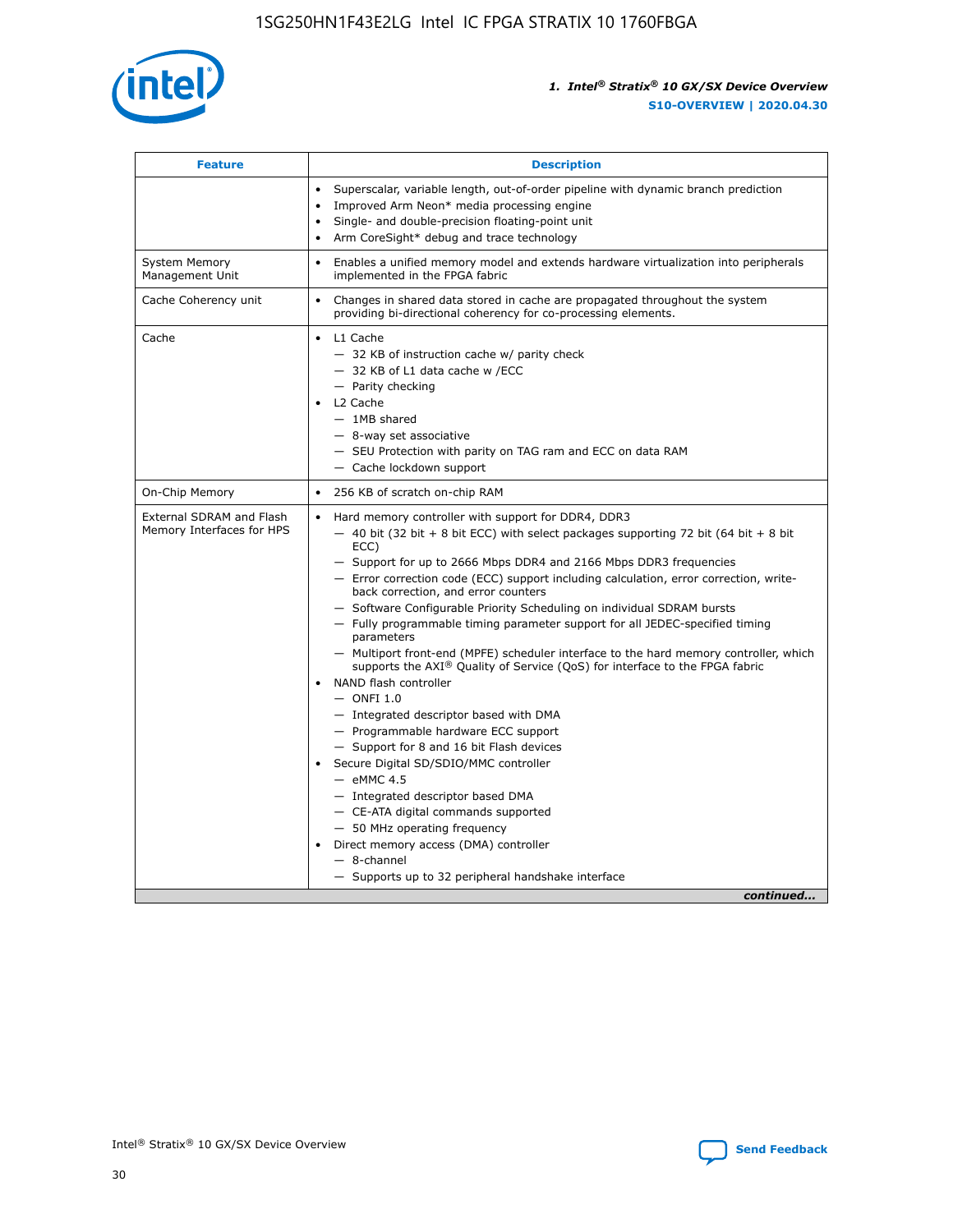| Feature | Description |
| --- | --- |
| | • Superscalar, variable length, out-of-order pipeline with dynamic branch prediction<br>• Improved Arm Neon* media processing engine<br>• Single- and double-precision floating-point unit<br>• Arm CoreSight* debug and trace technology |
| System Memory Management Unit | • Enables a unified memory model and extends hardware virtualization into peripherals implemented in the FPGA fabric |
| Cache Coherency unit | • Changes in shared data stored in cache are propagated throughout the system providing bi-directional coherency for co-processing elements. |
| Cache | • L1 Cache<br>— 32 KB of instruction cache w/ parity check<br>— 32 KB of L1 data cache w /ECC<br>— Parity checking<br>• L2 Cache<br>— 1MB shared<br>— 8-way set associative<br>— SEU Protection with parity on TAG ram and ECC on data RAM<br>— Cache lockdown support |
| On-Chip Memory | • 256 KB of scratch on-chip RAM |
| External SDRAM and Flash Memory Interfaces for HPS | • Hard memory controller with support for DDR4, DDR3<br>— 40 bit (32 bit + 8 bit ECC) with select packages supporting 72 bit (64 bit + 8 bit ECC)<br>— Support for up to 2666 Mbps DDR4 and 2166 Mbps DDR3 frequencies<br>— Error correction code (ECC) support including calculation, error correction, write-back correction, and error counters<br>— Software Configurable Priority Scheduling on individual SDRAM bursts<br>— Fully programmable timing parameter support for all JEDEC-specified timing parameters<br>— Multiport front-end (MPFE) scheduler interface to the hard memory controller, which supports the AXI® Quality of Service (QoS) for interface to the FPGA fabric<br>• NAND flash controller<br>— ONFI 1.0<br>— Integrated descriptor based with DMA<br>— Programmable hardware ECC support<br>— Support for 8 and 16 bit Flash devices<br>• Secure Digital SD/SDIO/MMC controller<br>— eMMC 4.5<br>— Integrated descriptor based DMA<br>— CE-ATA digital commands supported<br>— 50 MHz operating frequency<br>• Direct memory access (DMA) controller<br>— 8-channel<br>— Supports up to 32 peripheral handshake interface |

*continued...*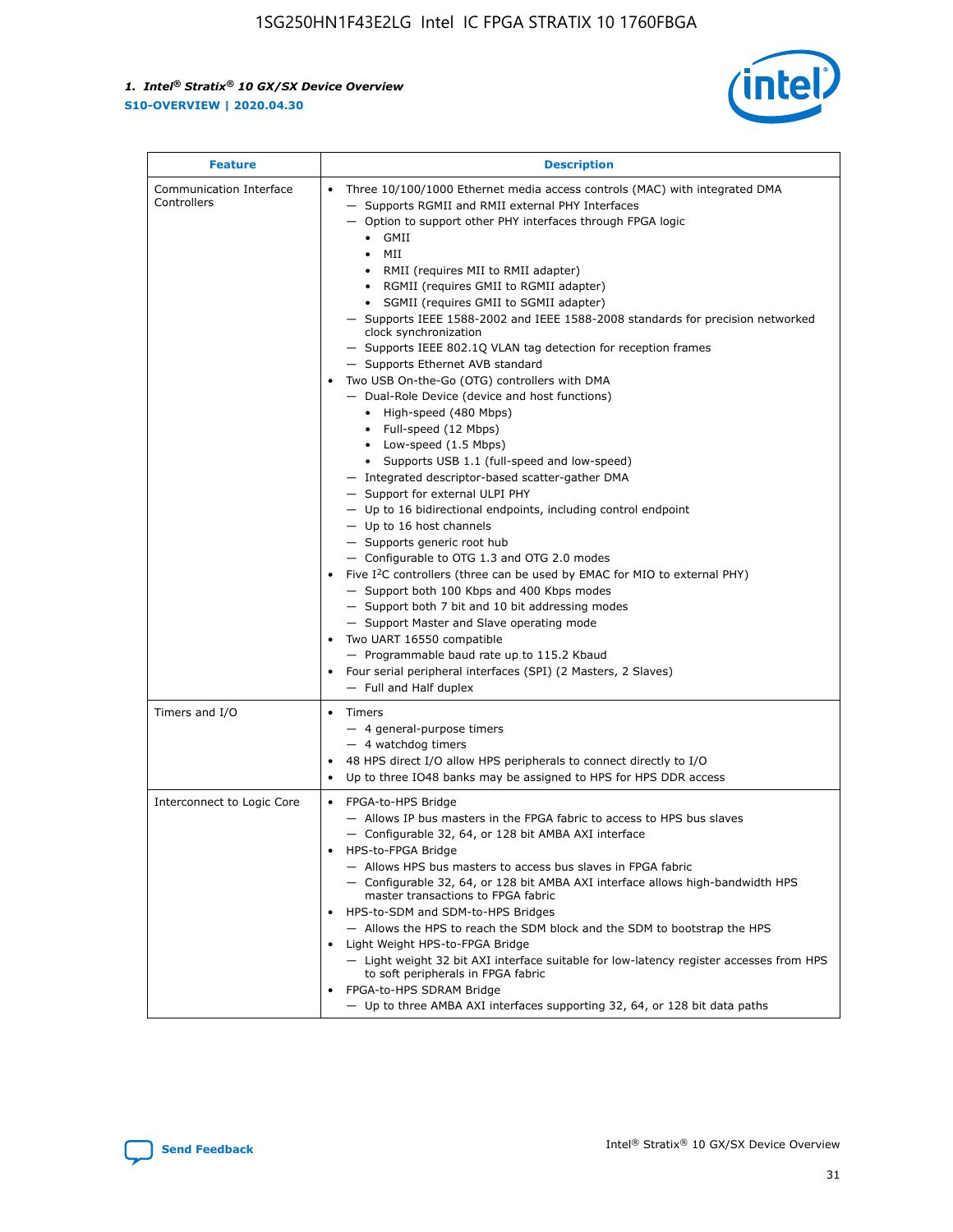| Feature | Description |
| --- | --- |
| Communication Interface Controllers | • Three 10/100/1000 Ethernet media access controls (MAC) with integrated DMA<br>— Supports RGMII and RMII external PHY Interfaces<br>— Option to support other PHY interfaces through FPGA logic<br>• GMII<br>• MII<br>• RMII (requires MII to RMII adapter)<br>• RGMII (requires GMII to RGMII adapter)<br>• SGMII (requires GMII to SGMII adapter)<br>— Supports IEEE 1588-2002 and IEEE 1588-2008 standards for precision networked clock synchronization<br>— Supports IEEE 802.1Q VLAN tag detection for reception frames<br>— Supports Ethernet AVB standard<br>• Two USB On-the-Go (OTG) controllers with DMA<br>— Dual-Role Device (device and host functions)<br>• High-speed (480 Mbps)<br>• Full-speed (12 Mbps)<br>• Low-speed (1.5 Mbps)<br>• Supports USB 1.1 (full-speed and low-speed)<br>— Integrated descriptor-based scatter-gather DMA<br>— Support for external ULPI PHY<br>— Up to 16 bidirectional endpoints, including control endpoint<br>— Up to 16 host channels<br>— Supports generic root hub<br>— Configurable to OTG 1.3 and OTG 2.0 modes<br>• Five I$^2$C controllers (three can be used by EMAC for MIO to external PHY)<br>— Support both 100 Kbps and 400 Kbps modes<br>— Support both 7 bit and 10 bit addressing modes<br>— Support Master and Slave operating mode<br>• Two UART 16550 compatible<br>— Programmable baud rate up to 115.2 Kbaud<br>• Four serial peripheral interfaces (SPI) (2 Masters, 2 Slaves)<br>— Full and Half duplex |
| Timers and I/O | • Timers<br>— 4 general-purpose timers<br>— 4 watchdog timers<br>• 48 HPS direct I/O allow HPS peripherals to connect directly to I/O<br>• Up to three IO48 banks may be assigned to HPS for HPS DDR access |
| Interconnect to Logic Core | • FPGA-to-HPS Bridge<br>— Allows IP bus masters in the FPGA fabric to access to HPS bus slaves<br>— Configurable 32, 64, or 128 bit AMBA AXI interface<br>• HPS-to-FPGA Bridge<br>— Allows HPS bus masters to access bus slaves in FPGA fabric<br>— Configurable 32, 64, or 128 bit AMBA AXI interface allows high-bandwidth HPS master transactions to FPGA fabric<br>• HPS-to-SDM and SDM-to-HPS Bridges<br>— Allows the HPS to reach the SDM block and the SDM to bootstrap the HPS<br>• Light Weight HPS-to-FPGA Bridge<br>— Light weight 32 bit AXI interface suitable for low-latency register accesses from HPS to soft peripherals in FPGA fabric<br>• FPGA-to-HPS SDRAM Bridge<br>— Up to three AMBA AXI interfaces supporting 32, 64, or 128 bit data paths |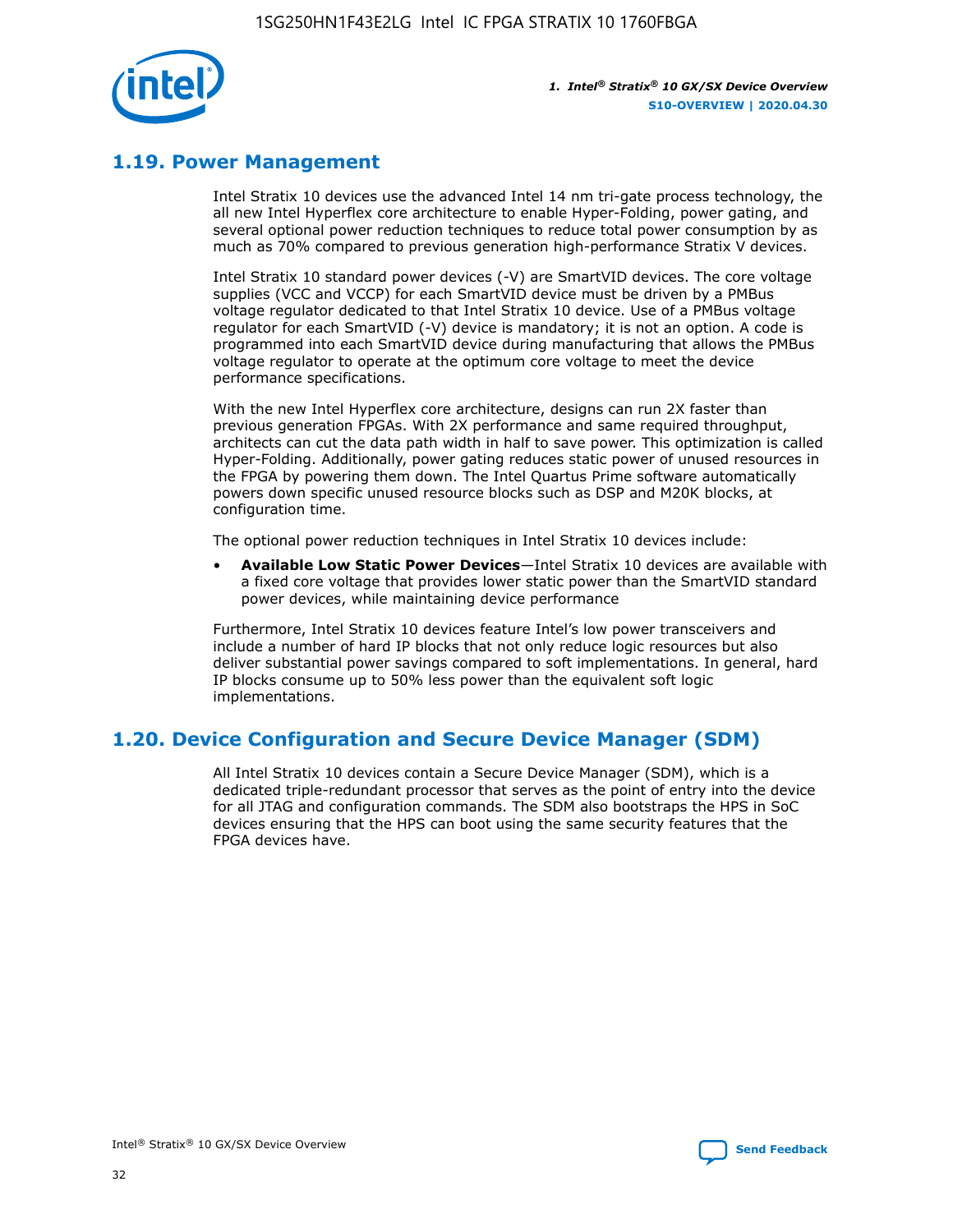## 1.19. Power Management

Intel Stratix 10 devices use the advanced Intel 14 nm tri-gate process technology, the all new Intel Hyperflex core architecture to enable Hyper-Folding, power gating, and several optional power reduction techniques to reduce total power consumption by as much as 70% compared to previous generation high-performance Stratix V devices.

Intel Stratix 10 standard power devices (-V) are SmartVID devices. The core voltage supplies (VCC and VCCP) for each SmartVID device must be driven by a PMBus voltage regulator dedicated to that Intel Stratix 10 device. Use of a PMBus voltage regulator for each SmartVID (-V) device is mandatory; it is not an option. A code is programmed into each SmartVID device during manufacturing that allows the PMBus voltage regulator to operate at the optimum core voltage to meet the device performance specifications.

With the new Intel Hyperflex core architecture, designs can run 2X faster than previous generation FPGAs. With 2X performance and same required throughput, architects can cut the data path width in half to save power. This optimization is called Hyper-Folding. Additionally, power gating reduces static power of unused resources in the FPGA by powering them down. The Intel Quartus Prime software automatically powers down specific unused resource blocks such as DSP and M20K blocks, at configuration time.

The optional power reduction techniques in Intel Stratix 10 devices include:

- **Available Low Static Power Devices**—Intel Stratix 10 devices are available with a fixed core voltage that provides lower static power than the SmartVID standard power devices, while maintaining device performance

Furthermore, Intel Stratix 10 devices feature Intel's low power transceivers and include a number of hard IP blocks that not only reduce logic resources but also deliver substantial power savings compared to soft implementations. In general, hard IP blocks consume up to 50% less power than the equivalent soft logic implementations.

## 1.20. Device Configuration and Secure Device Manager (SDM)

All Intel Stratix 10 devices contain a Secure Device Manager (SDM), which is a dedicated triple-redundant processor that serves as the point of entry into the device for all JTAG and configuration commands. The SDM also bootstraps the HPS in SoC devices ensuring that the HPS can boot using the same security features that the FPGA devices have.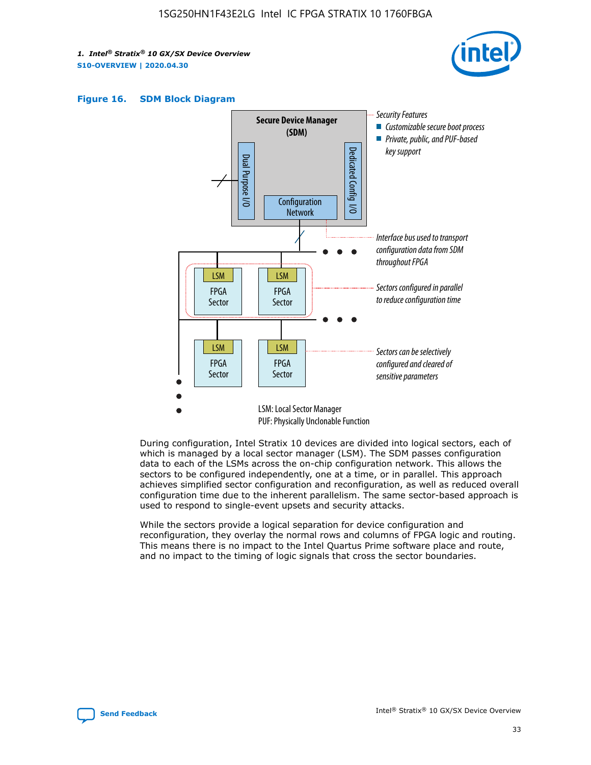**Figure 16. SDM Block Diagram**

Security Features
- Customizable secure boot process
- Private, public, and PUF-based key support

Secure Device Manager (SDM)

Dual Purpose I/O

Dedicated Config I/O

Configuration Network

Interface bus used to transport configuration data from SDM throughout FPGA

LSM FPGA Sector

Sectors configured in parallel to reduce configuration time

Sectors can be selectively configured and cleared of sensitive parameters

LSM: Local Sector Manager
PUF: Physically Unclonable Function

During configuration, Intel Stratix 10 devices are divided into logical sectors, each of which is managed by a local sector manager (LSM). The SDM passes configuration data to each of the LSMs across the on-chip configuration network. This allows the sectors to be configured independently, one at a time, or in parallel. This approach achieves simplified sector configuration and reconfiguration, as well as reduced overall configuration time due to the inherent parallelism. The same sector-based approach is used to respond to single-event upsets and security attacks.

While the sectors provide a logical separation for device configuration and reconfiguration, they overlay the normal rows and columns of FPGA logic and routing. This means there is no impact to the Intel Quartus Prime software place and route, and no impact to the timing of logic signals that cross the sector boundaries.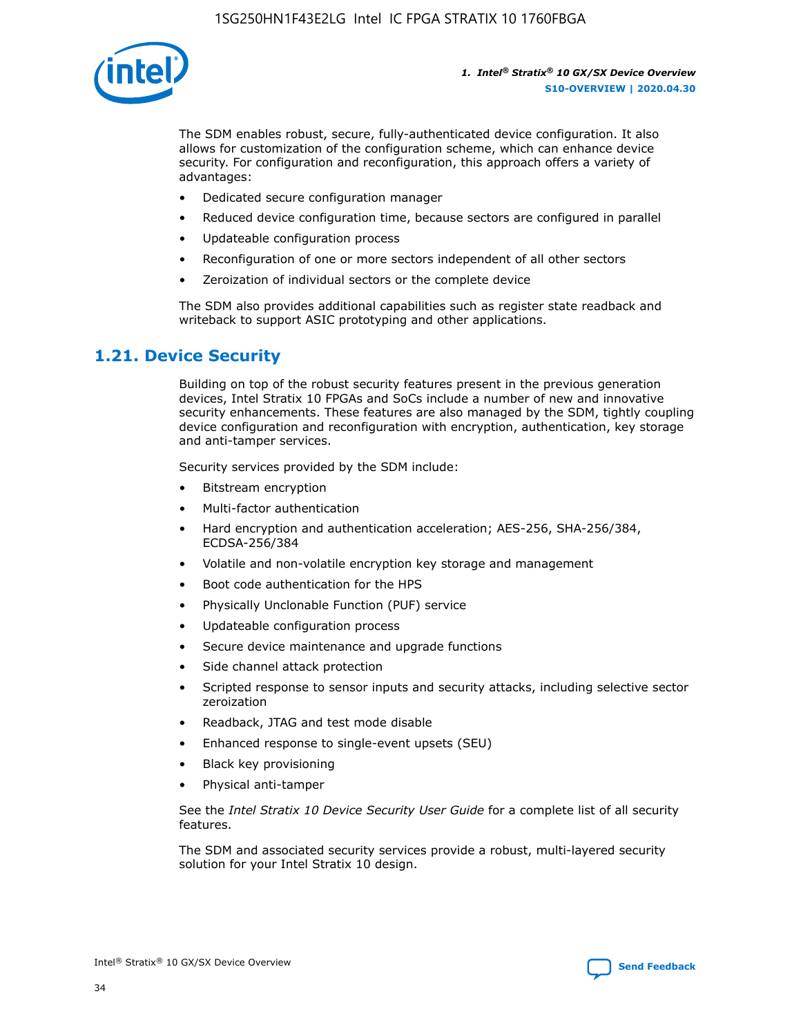The SDM enables robust, secure, fully-authenticated device configuration. It also allows for customization of the configuration scheme, which can enhance device security. For configuration and reconfiguration, this approach offers a variety of advantages:

- Dedicated secure configuration manager
- Reduced device configuration time, because sectors are configured in parallel
- Updateable configuration process
- Reconfiguration of one or more sectors independent of all other sectors
- Zeroization of individual sectors or the complete device

The SDM also provides additional capabilities such as register state readback and writeback to support ASIC prototyping and other applications.

## 1.21. Device Security

Building on top of the robust security features present in the previous generation devices, Intel Stratix 10 FPGAs and SoCs include a number of new and innovative security enhancements. These features are also managed by the SDM, tightly coupling device configuration and reconfiguration with encryption, authentication, key storage and anti-tamper services.

Security services provided by the SDM include:

- Bitstream encryption
- Multi-factor authentication
- Hard encryption and authentication acceleration; AES-256, SHA-256/384, ECDSA-256/384
- Volatile and non-volatile encryption key storage and management
- Boot code authentication for the HPS
- Physically Unclonable Function (PUF) service
- Updateable configuration process
- Secure device maintenance and upgrade functions
- Side channel attack protection
- Scripted response to sensor inputs and security attacks, including selective sector zeroization
- Readback, JTAG and test mode disable
- Enhanced response to single-event upsets (SEU)
- Black key provisioning
- Physical anti-tamper

See the *Intel Stratix 10 Device Security User Guide* for a complete list of all security features.

The SDM and associated security services provide a robust, multi-layered security solution for your Intel Stratix 10 design.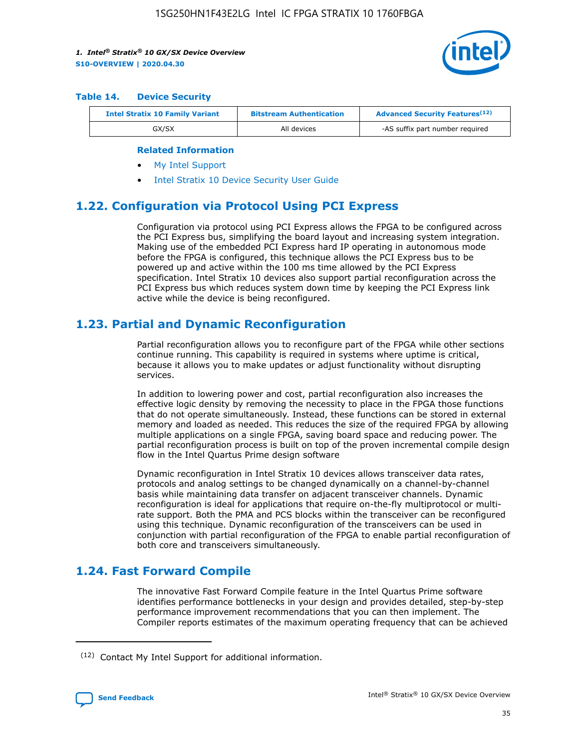### Table 14. Device Security

| Intel Stratix 10 Family Variant | Bitstream Authentication | Advanced Security Features[12] |
| --- | --- | --- |
| GX/SX | All devices | -AS suffix part number required |

**Related Information**

- My Intel Support
- Intel Stratix 10 Device Security User Guide

## 1.22. Configuration via Protocol Using PCI Express

Configuration via protocol using PCI Express allows the FPGA to be configured across the PCI Express bus, simplifying the board layout and increasing system integration. Making use of the embedded PCI Express hard IP operating in autonomous mode before the FPGA is configured, this technique allows the PCI Express bus to be powered up and active within the 100 ms time allowed by the PCI Express specification. Intel Stratix 10 devices also support partial reconfiguration across the PCI Express bus which reduces system down time by keeping the PCI Express link active while the device is being reconfigured.

## 1.23. Partial and Dynamic Reconfiguration

Partial reconfiguration allows you to reconfigure part of the FPGA while other sections continue running. This capability is required in systems where uptime is critical, because it allows you to make updates or adjust functionality without disrupting services.

In addition to lowering power and cost, partial reconfiguration also increases the effective logic density by removing the necessity to place in the FPGA those functions that do not operate simultaneously. Instead, these functions can be stored in external memory and loaded as needed. This reduces the size of the required FPGA by allowing multiple applications on a single FPGA, saving board space and reducing power. The partial reconfiguration process is built on top of the proven incremental compile design flow in the Intel Quartus Prime design software

Dynamic reconfiguration in Intel Stratix 10 devices allows transceiver data rates, protocols and analog settings to be changed dynamically on a channel-by-channel basis while maintaining data transfer on adjacent transceiver channels. Dynamic reconfiguration is ideal for applications that require on-the-fly multiprotocol or multi-rate support. Both the PMA and PCS blocks within the transceiver can be reconfigured using this technique. Dynamic reconfiguration of the transceivers can be used in conjunction with partial reconfiguration of the FPGA to enable partial reconfiguration of both core and transceivers simultaneously.

## 1.24. Fast Forward Compile

The innovative Fast Forward Compile feature in the Intel Quartus Prime software identifies performance bottlenecks in your design and provides detailed, step-by-step performance improvement recommendations that you can then implement. The Compiler reports estimates of the maximum operating frequency that can be achieved

---

(12) Contact My Intel Support for additional information.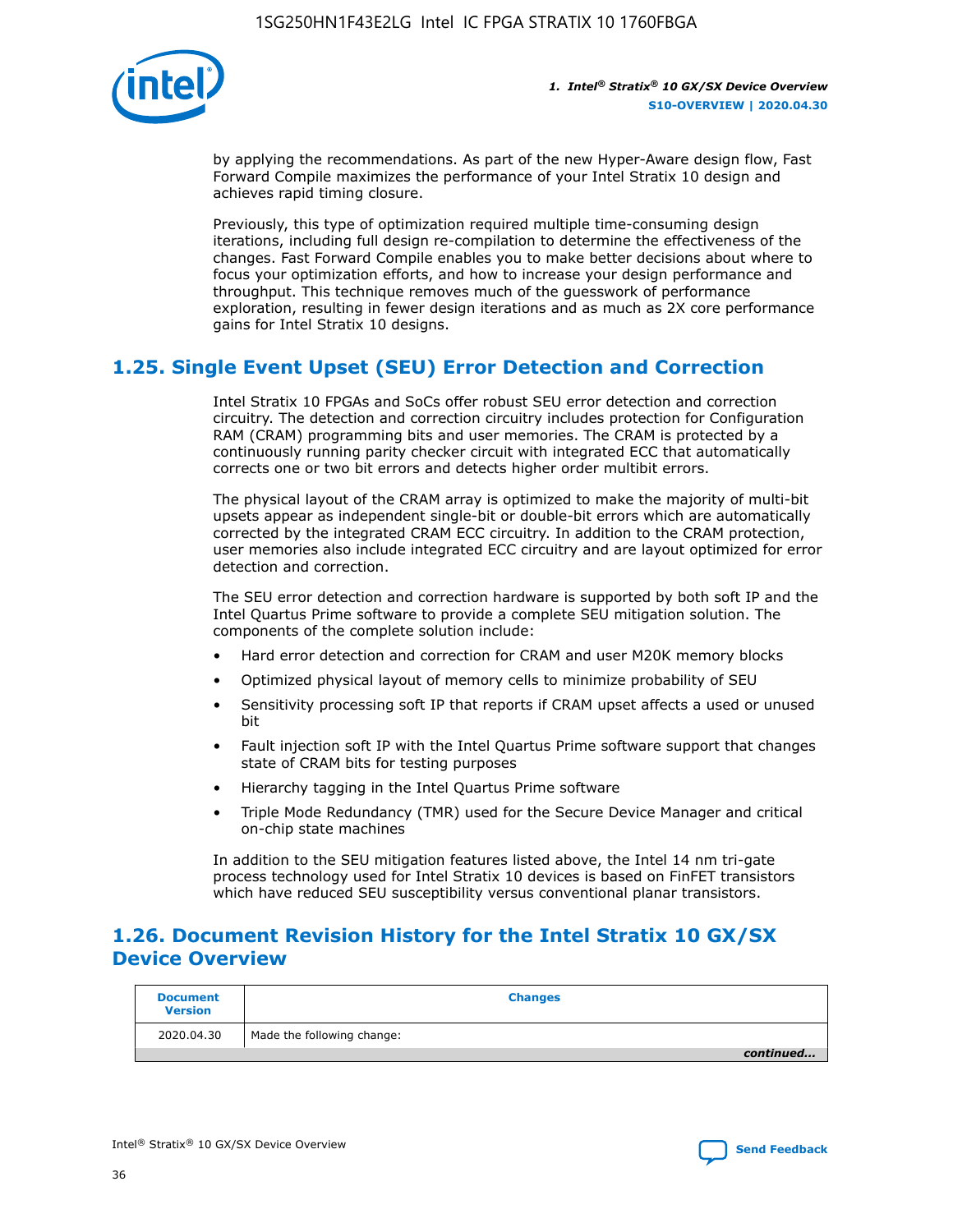by applying the recommendations. As part of the new Hyper-Aware design flow, Fast Forward Compile maximizes the performance of your Intel Stratix 10 design and achieves rapid timing closure.

Previously, this type of optimization required multiple time-consuming design iterations, including full design re-compilation to determine the effectiveness of the changes. Fast Forward Compile enables you to make better decisions about where to focus your optimization efforts, and how to increase your design performance and throughput. This technique removes much of the guesswork of performance exploration, resulting in fewer design iterations and as much as 2X core performance gains for Intel Stratix 10 designs.

## 1.25. Single Event Upset (SEU) Error Detection and Correction

Intel Stratix 10 FPGAs and SoCs offer robust SEU error detection and correction circuitry. The detection and correction circuitry includes protection for Configuration RAM (CRAM) programming bits and user memories. The CRAM is protected by a continuously running parity checker circuit with integrated ECC that automatically corrects one or two bit errors and detects higher order multibit errors.

The physical layout of the CRAM array is optimized to make the majority of multi-bit upsets appear as independent single-bit or double-bit errors which are automatically corrected by the integrated CRAM ECC circuitry. In addition to the CRAM protection, user memories also include integrated ECC circuitry and are layout optimized for error detection and correction.

The SEU error detection and correction hardware is supported by both soft IP and the Intel Quartus Prime software to provide a complete SEU mitigation solution. The components of the complete solution include:

- Hard error detection and correction for CRAM and user M20K memory blocks
- Optimized physical layout of memory cells to minimize probability of SEU
- Sensitivity processing soft IP that reports if CRAM upset affects a used or unused bit
- Fault injection soft IP with the Intel Quartus Prime software support that changes state of CRAM bits for testing purposes
- Hierarchy tagging in the Intel Quartus Prime software
- Triple Mode Redundancy (TMR) used for the Secure Device Manager and critical on-chip state machines

In addition to the SEU mitigation features listed above, the Intel 14 nm tri-gate process technology used for Intel Stratix 10 devices is based on FinFET transistors which have reduced SEU susceptibility versus conventional planar transistors.

## 1.26. Document Revision History for the Intel Stratix 10 GX/SX Device Overview

| Document Version | Changes |
|---|---|
| 2020.04.30 | Made the following change: |

*continued...*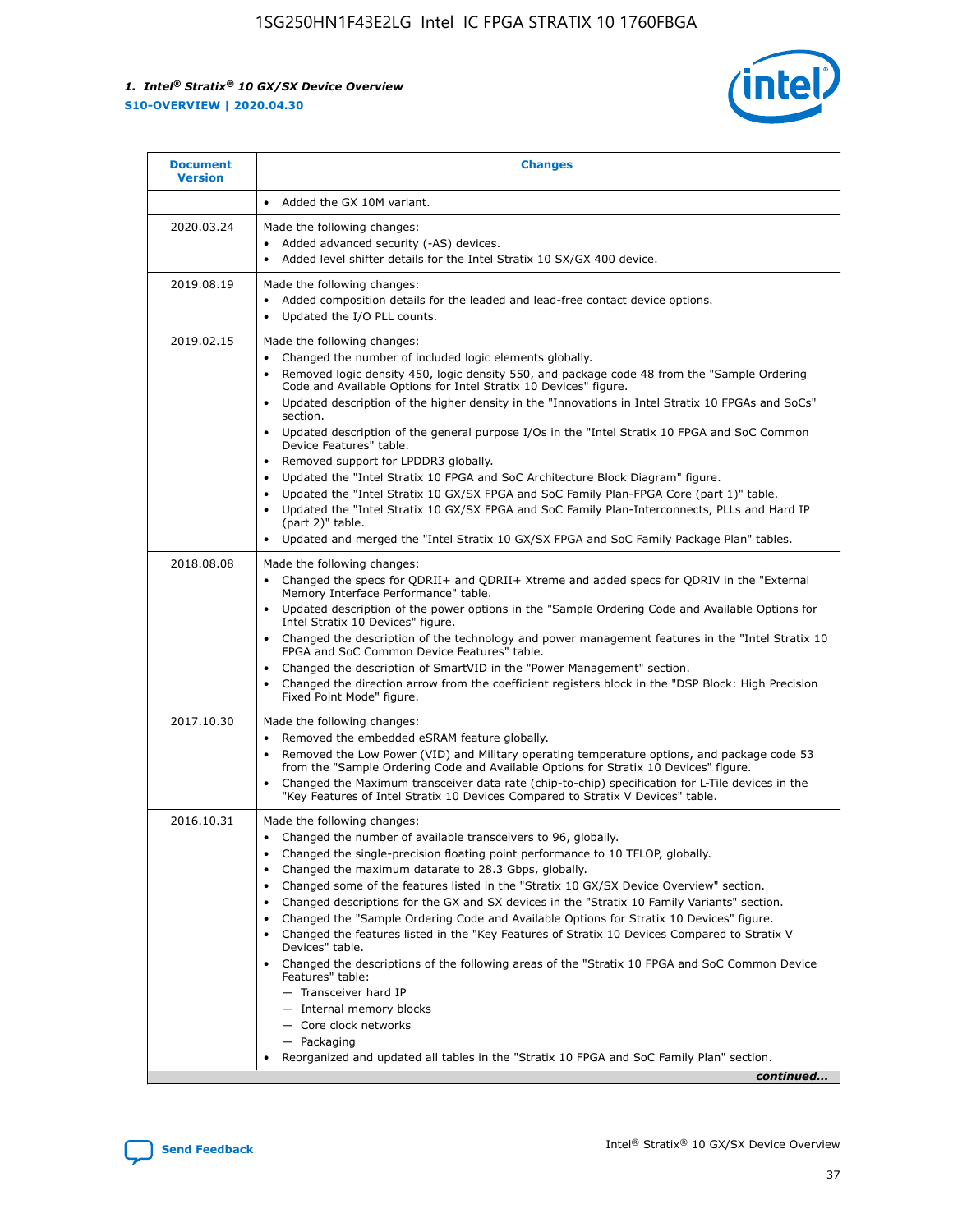| Document Version | Changes |
| --- | --- |
| | • Added the GX 10M variant. |
| 2020.03.24 | Made the following changes:<br>• Added advanced security (-AS) devices.<br>• Added level shifter details for the Intel Stratix 10 SX/GX 400 device. |
| 2019.08.19 | Made the following changes:<br>• Added composition details for the leaded and lead-free contact device options.<br>• Updated the I/O PLL counts. |
| 2019.02.15 | Made the following changes:<br>• Changed the number of included logic elements globally.<br>• Removed logic density 450, logic density 550, and package code 48 from the "Sample Ordering Code and Available Options for Intel Stratix 10 Devices" figure.<br>• Updated description of the higher density in the "Innovations in Intel Stratix 10 FPGAs and SoCs" section.<br>• Updated description of the general purpose I/Os in the "Intel Stratix 10 FPGA and SoC Common Device Features" table.<br>• Removed support for LPDDR3 globally.<br>• Updated the "Intel Stratix 10 FPGA and SoC Architecture Block Diagram" figure.<br>• Updated the "Intel Stratix 10 GX/SX FPGA and SoC Family Plan-FPGA Core (part 1)" table.<br>• Updated the "Intel Stratix 10 GX/SX FPGA and SoC Family Plan-Interconnects, PLLs and Hard IP (part 2)" table.<br>• Updated and merged the "Intel Stratix 10 GX/SX FPGA and SoC Family Package Plan" tables. |
| 2018.08.08 | Made the following changes:<br>• Changed the specs for QDRII+ and QDRII+ Xtreme and added specs for QDRIV in the "External Memory Interface Performance" table.<br>• Updated description of the power options in the "Sample Ordering Code and Available Options for Intel Stratix 10 Devices" figure.<br>• Changed the description of the technology and power management features in the "Intel Stratix 10 FPGA and SoC Common Device Features" table.<br>• Changed the description of SmartVID in the "Power Management" section.<br>• Changed the direction arrow from the coefficient registers block in the "DSP Block: High Precision Fixed Point Mode" figure. |
| 2017.10.30 | Made the following changes:<br>• Removed the embedded eSRAM feature globally.<br>• Removed the Low Power (VID) and Military operating temperature options, and package code 53 from the "Sample Ordering Code and Available Options for Stratix 10 Devices" figure.<br>• Changed the Maximum transceiver data rate (chip-to-chip) specification for L-Tile devices in the "Key Features of Intel Stratix 10 Devices Compared to Stratix V Devices" table. |
| 2016.10.31 | Made the following changes:<br>• Changed the number of available transceivers to 96, globally.<br>• Changed the single-precision floating point performance to 10 TFLOP, globally.<br>• Changed the maximum datarate to 28.3 Gbps, globally.<br>• Changed some of the features listed in the "Stratix 10 GX/SX Device Overview" section.<br>• Changed descriptions for the GX and SX devices in the "Stratix 10 Family Variants" section.<br>• Changed the "Sample Ordering Code and Available Options for Stratix 10 Devices" figure.<br>• Changed the features listed in the "Key Features of Stratix 10 Devices Compared to Stratix V Devices" table.<br>• Changed the descriptions of the following areas of the "Stratix 10 FPGA and SoC Common Device Features" table:<br>— Transceiver hard IP<br>— Internal memory blocks<br>— Core clock networks<br>— Packaging<br>• Reorganized and updated all tables in the "Stratix 10 FPGA and SoC Family Plan" section. |

*continued...*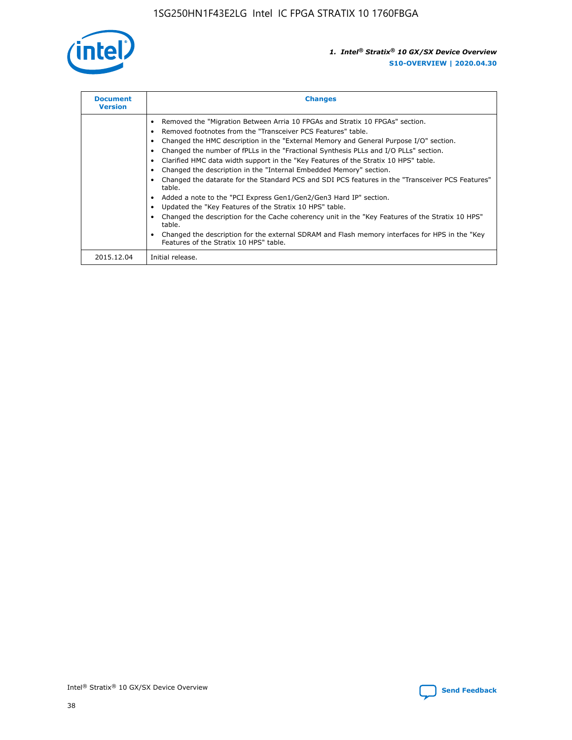| Document Version | Changes |
| --- | --- |
| | • Removed the "Migration Between Arria 10 FPGAs and Stratix 10 FPGAs" section.<br>• Removed footnotes from the "Transceiver PCS Features" table.<br>• Changed the HMC description in the "External Memory and General Purpose I/O" section.<br>• Changed the number of fPLLs in the "Fractional Synthesis PLLs and I/O PLLs" section.<br>• Clarified HMC data width support in the "Key Features of the Stratix 10 HPS" table.<br>• Changed the description in the "Internal Embedded Memory" section.<br>• Changed the datarate for the Standard PCS and SDI PCS features in the "Transceiver PCS Features" table.<br>• Added a note to the "PCI Express Gen1/Gen2/Gen3 Hard IP" section.<br>• Updated the "Key Features of the Stratix 10 HPS" table.<br>• Changed the description for the Cache coherency unit in the "Key Features of the Stratix 10 HPS" table.<br>• Changed the description for the external SDRAM and Flash memory interfaces for HPS in the "Key Features of the Stratix 10 HPS" table. |
| 2015.12.04 | Initial release. |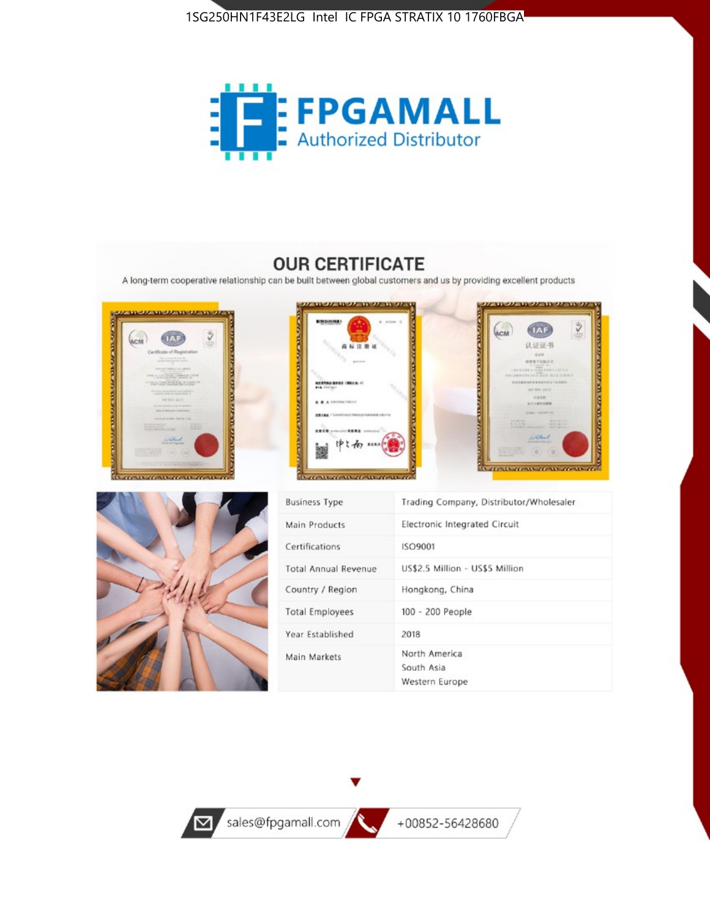FPGAMALL

Authorized Distributor

## OUR CERTIFICATE

A long-term cooperative relationship can be built between global customers and us by providing excellent products

| | |
|---|---|
| Business Type | Trading Company, Distributor/Wholesaler |
| Main Products | Electronic Integrated Circuit |
| Certifications | ISO9001 |
| Total Annual Revenue | US$2.5 Million - US$5 Million |
| Country / Region | Hongkong, China |
| Total Employees | 100 - 200 People |
| Year Established | 2018 |
| Main Markets | North America<br>South Asia<br>Western Europe |

sales@fpgamall.com

+00852-56428680